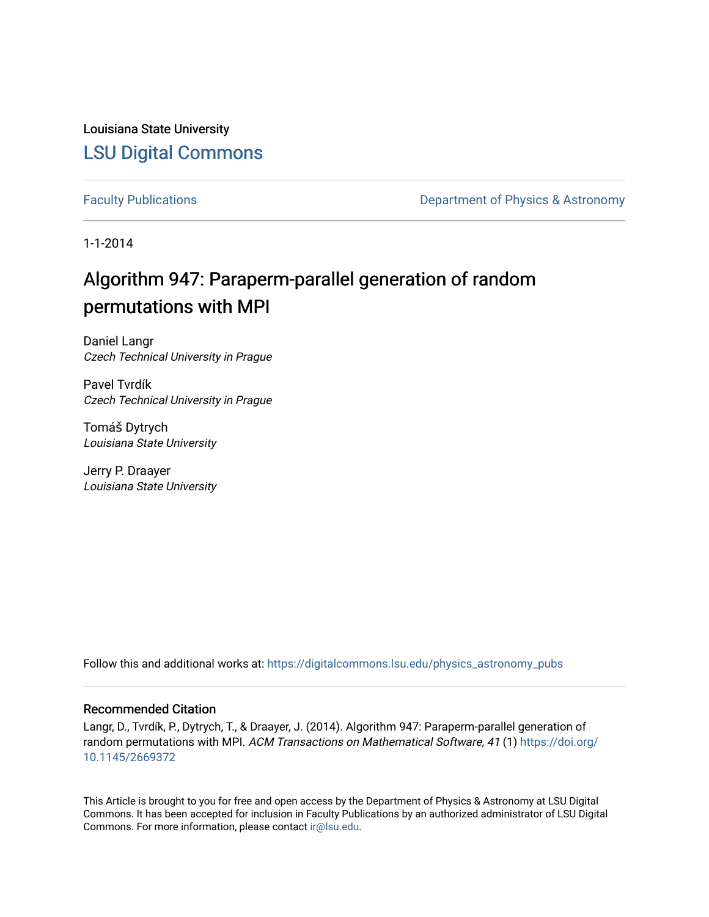Louisiana State University

## LSU Digital Commons

Faculty Publications | Department of Physics & Astronomy

1-1-2014

# Algorithm 947: Paraperm-parallel generation of random permutations with MPI

Daniel Langr
*Czech Technical University in Prague*

Pavel Tvrdík
*Czech Technical University in Prague*

Tomáš Dytrych
*Louisiana State University*

Jerry P. Draayer
*Louisiana State University*

Follow this and additional works at: https://digitalcommons.lsu.edu/physics_astronomy_pubs

### Recommended Citation

Langr, D., Tvrdík, P., Dytrych, T., & Draayer, J. (2014). Algorithm 947: Paraperm-parallel generation of random permutations with MPI. *ACM Transactions on Mathematical Software, 41* (1) https://doi.org/10.1145/2669372

This Article is brought to you for free and open access by the Department of Physics & Astronomy at LSU Digital Commons. It has been accepted for inclusion in Faculty Publications by an authorized administrator of LSU Digital Commons. For more information, please contact ir@lsu.edu.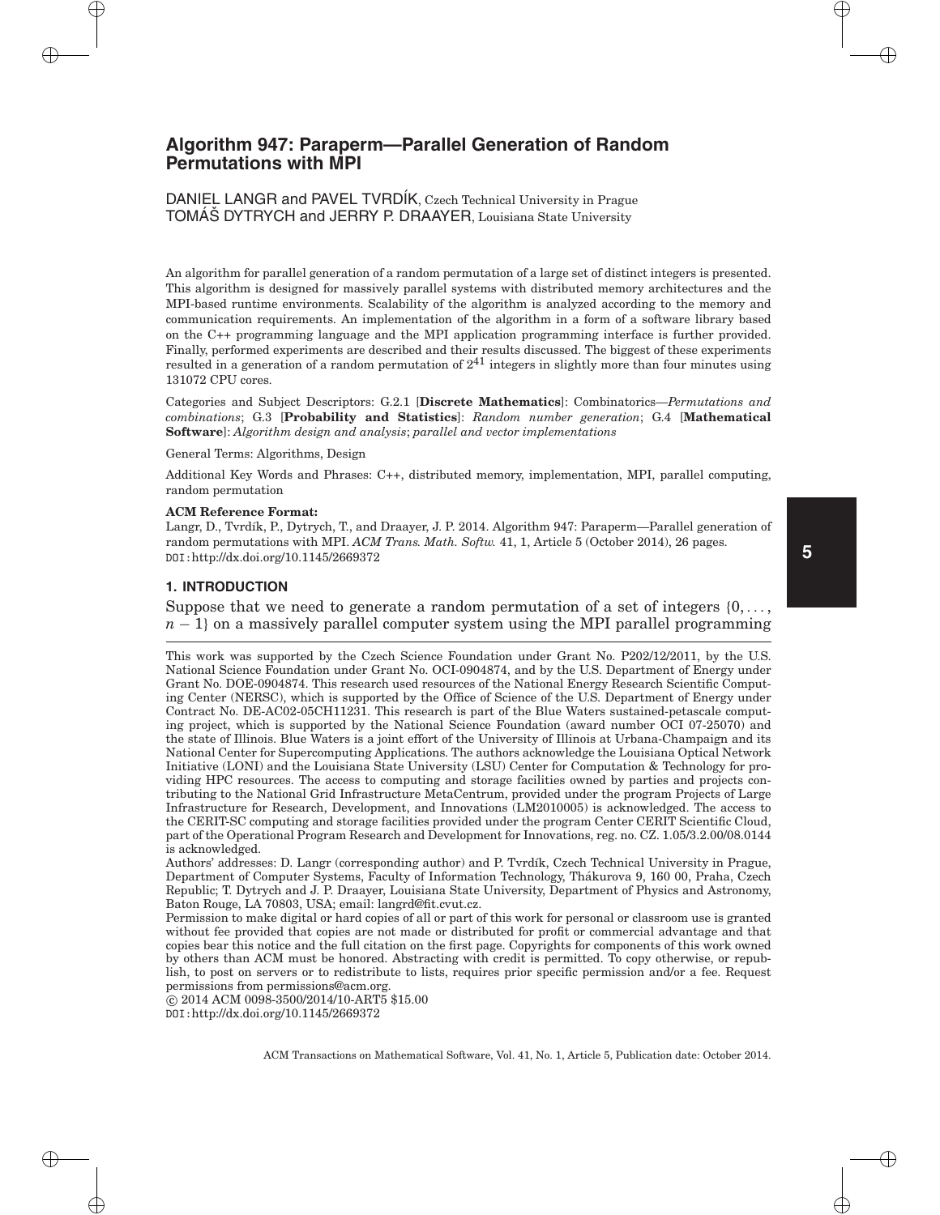# Algorithm 947: Paraperm—Parallel Generation of Random Permutations with MPI

DANIEL LANGR and PAVEL TVRDÍK, Czech Technical University in Prague
TOMÁŠ DYTRYCH and JERRY P. DRAAYER, Louisiana State University

An algorithm for parallel generation of a random permutation of a large set of distinct integers is presented. This algorithm is designed for massively parallel systems with distributed memory architectures and the MPI-based runtime environments. Scalability of the algorithm is analyzed according to the memory and communication requirements. An implementation of the algorithm in a form of a software library based on the C++ programming language and the MPI application programming interface is further provided. Finally, performed experiments are described and their results discussed. The biggest of these experiments resulted in a generation of a random permutation of $2^{41}$ integers in slightly more than four minutes using 131072 CPU cores.

Categories and Subject Descriptors: G.2.1 [**Discrete Mathematics**]: Combinatorics—*Permutations and combinations*; G.3 [**Probability and Statistics**]: *Random number generation*; G.4 [**Mathematical Software**]: *Algorithm design and analysis*; *parallel and vector implementations*

General Terms: Algorithms, Design

Additional Key Words and Phrases: C++, distributed memory, implementation, MPI, parallel computing, random permutation

**ACM Reference Format:**
Langr, D., Tvrdík, P., Dytrych, T., and Draayer, J. P. 2014. Algorithm 947: Paraperm—Parallel generation of random permutations with MPI. *ACM Trans. Math. Softw.* 41, 1, Article 5 (October 2014), 26 pages.
DOI:http://dx.doi.org/10.1145/2669372

## 1. INTRODUCTION

Suppose that we need to generate a random permutation of a set of integers $\{0, \ldots, n-1\}$ on a massively parallel computer system using the MPI parallel programming

---

This work was supported by the Czech Science Foundation under Grant No. P202/12/2011, by the U.S. National Science Foundation under Grant No. OCI-0904874, and by the U.S. Department of Energy under Grant No. DOE-0904874. This research used resources of the National Energy Research Scientific Computing Center (NERSC), which is supported by the Office of Science of the U.S. Department of Energy under Contract No. DE-AC02-05CH11231. This research is part of the Blue Waters sustained-petascale computing project, which is supported by the National Science Foundation (award number OCI 07-25070) and the state of Illinois. Blue Waters is a joint effort of the University of Illinois at Urbana-Champaign and its National Center for Supercomputing Applications. The authors acknowledge the Louisiana Optical Network Initiative (LONI) and the Louisiana State University (LSU) Center for Computation & Technology for providing HPC resources. The access to computing and storage facilities owned by parties and projects contributing to the National Grid Infrastructure MetaCentrum, provided under the program Projects of Large Infrastructure for Research, Development, and Innovations (LM2010005) is acknowledged. The access to the CERIT-SC computing and storage facilities provided under the program Center CERIT Scientific Cloud, part of the Operational Program Research and Development for Innovations, reg. no. CZ. 1.05/3.2.00/08.0144 is acknowledged.

Authors' addresses: D. Langr (corresponding author) and P. Tvrdík, Czech Technical University in Prague, Department of Computer Systems, Faculty of Information Technology, Thákurova 9, 160 00, Praha, Czech Republic; T. Dytrych and J. P. Draayer, Louisiana State University, Department of Physics and Astronomy, Baton Rouge, LA 70803, USA; email: langrd@fit.cvut.cz.

Permission to make digital or hard copies of all or part of this work for personal or classroom use is granted without fee provided that copies are not made or distributed for profit or commercial advantage and that copies bear this notice and the full citation on the first page. Copyrights for components of this work owned by others than ACM must be honored. Abstracting with credit is permitted. To copy otherwise, or republish, to post on servers or to redistribute to lists, requires prior specific permission and/or a fee. Request permissions from permissions@acm.org.

© 2014 ACM 0098-3500/2014/10-ART5 $15.00
DOI:http://dx.doi.org/10.1145/2669372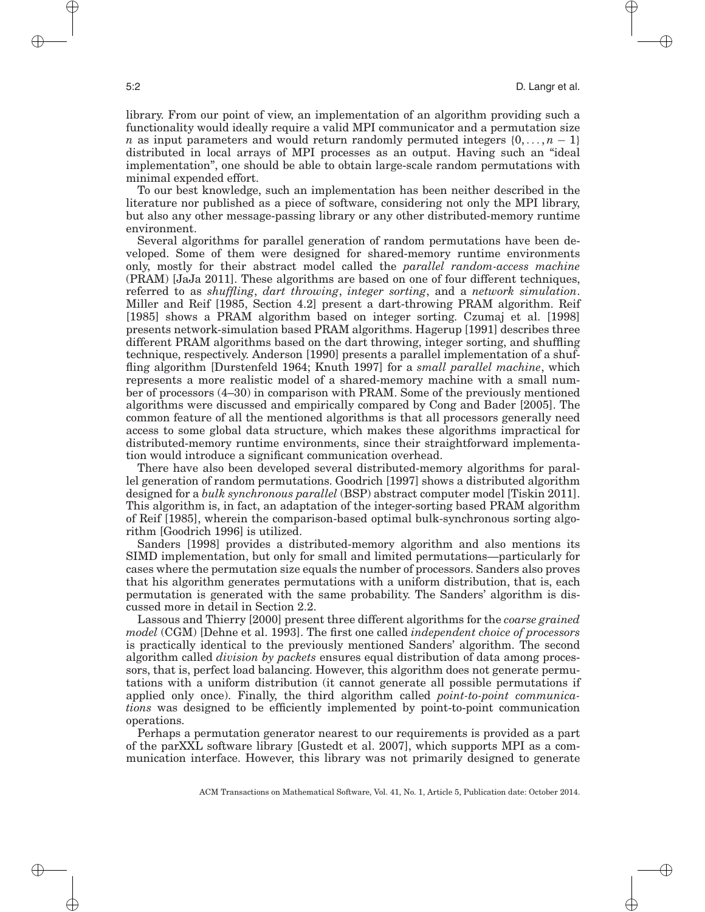library. From our point of view, an implementation of an algorithm providing such a functionality would ideally require a valid MPI communicator and a permutation size $n$ as input parameters and would return randomly permuted integers $\{0, \ldots, n-1\}$ distributed in local arrays of MPI processes as an output. Having such an "ideal implementation", one should be able to obtain large-scale random permutations with minimal expended effort.

To our best knowledge, such an implementation has been neither described in the literature nor published as a piece of software, considering not only the MPI library, but also any other message-passing library or any other distributed-memory runtime environment.

Several algorithms for parallel generation of random permutations have been developed. Some of them were designed for shared-memory runtime environments only, mostly for their abstract model called the *parallel random-access machine* (PRAM) [JaJa 2011]. These algorithms are based on one of four different techniques, referred to as *shuffling*, *dart throwing*, *integer sorting*, and a *network simulation*. Miller and Reif [1985, Section 4.2] present a dart-throwing PRAM algorithm. Reif [1985] shows a PRAM algorithm based on integer sorting. Czumaj et al. [1998] presents network-simulation based PRAM algorithms. Hagerup [1991] describes three different PRAM algorithms based on the dart throwing, integer sorting, and shuffling technique, respectively. Anderson [1990] presents a parallel implementation of a shuffling algorithm [Durstenfeld 1964; Knuth 1997] for a *small parallel machine*, which represents a more realistic model of a shared-memory machine with a small number of processors (4–30) in comparison with PRAM. Some of the previously mentioned algorithms were discussed and empirically compared by Cong and Bader [2005]. The common feature of all the mentioned algorithms is that all processors generally need access to some global data structure, which makes these algorithms impractical for distributed-memory runtime environments, since their straightforward implementation would introduce a significant communication overhead.

There have also been developed several distributed-memory algorithms for parallel generation of random permutations. Goodrich [1997] shows a distributed algorithm designed for a *bulk synchronous parallel* (BSP) abstract computer model [Tiskin 2011]. This algorithm is, in fact, an adaptation of the integer-sorting based PRAM algorithm of Reif [1985], wherein the comparison-based optimal bulk-synchronous sorting algorithm [Goodrich 1996] is utilized.

Sanders [1998] provides a distributed-memory algorithm and also mentions its SIMD implementation, but only for small and limited permutations—particularly for cases where the permutation size equals the number of processors. Sanders also proves that his algorithm generates permutations with a uniform distribution, that is, each permutation is generated with the same probability. The Sanders' algorithm is discussed more in detail in Section 2.2.

Lassous and Thierry [2000] present three different algorithms for the *coarse grained model* (CGM) [Dehne et al. 1993]. The first one called *independent choice of processors* is practically identical to the previously mentioned Sanders' algorithm. The second algorithm called *division by packets* ensures equal distribution of data among processors, that is, perfect load balancing. However, this algorithm does not generate permutations with a uniform distribution (it cannot generate all possible permutations if applied only once). Finally, the third algorithm called *point-to-point communications* was designed to be efficiently implemented by point-to-point communication operations.

Perhaps a permutation generator nearest to our requirements is provided as a part of the parXXL software library [Gustedt et al. 2007], which supports MPI as a communication interface. However, this library was not primarily designed to generate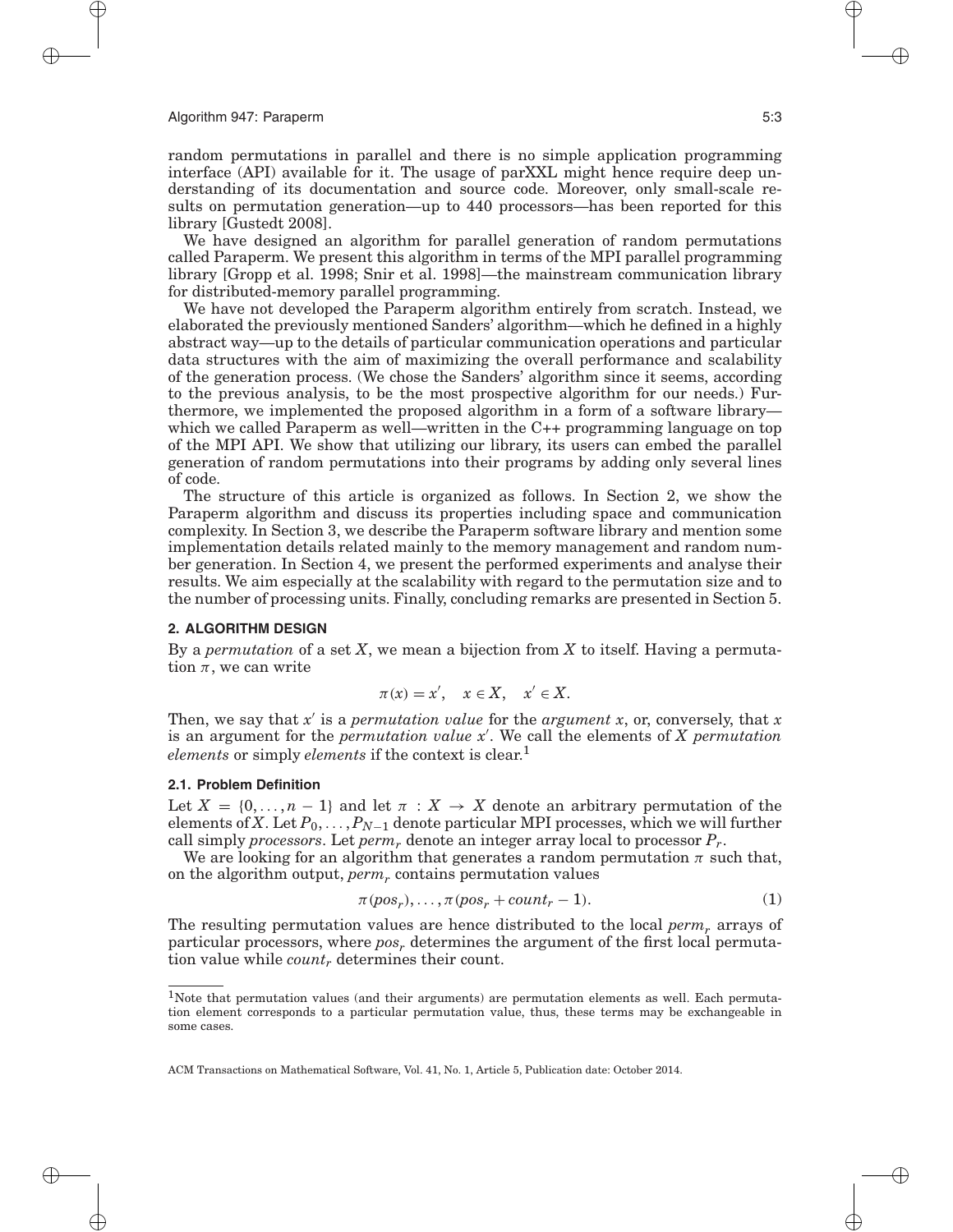random permutations in parallel and there is no simple application programming interface (API) available for it. The usage of parXXL might hence require deep understanding of its documentation and source code. Moreover, only small-scale results on permutation generation—up to 440 processors—has been reported for this library [Gustedt 2008].

We have designed an algorithm for parallel generation of random permutations called Paraperm. We present this algorithm in terms of the MPI parallel programming library [Gropp et al. 1998; Snir et al. 1998]—the mainstream communication library for distributed-memory parallel programming.

We have not developed the Paraperm algorithm entirely from scratch. Instead, we elaborated the previously mentioned Sanders' algorithm—which he defined in a highly abstract way—up to the details of particular communication operations and particular data structures with the aim of maximizing the overall performance and scalability of the generation process. (We chose the Sanders' algorithm since it seems, according to the previous analysis, to be the most prospective algorithm for our needs.) Furthermore, we implemented the proposed algorithm in a form of a software library—which we called Paraperm as well—written in the C++ programming language on top of the MPI API. We show that utilizing our library, its users can embed the parallel generation of random permutations into their programs by adding only several lines of code.

The structure of this article is organized as follows. In Section 2, we show the Paraperm algorithm and discuss its properties including space and communication complexity. In Section 3, we describe the Paraperm software library and mention some implementation details related mainly to the memory management and random number generation. In Section 4, we present the performed experiments and analyse their results. We aim especially at the scalability with regard to the permutation size and to the number of processing units. Finally, concluding remarks are presented in Section 5.

## 2. ALGORITHM DESIGN

By a *permutation* of a set $X$, we mean a bijection from $X$ to itself. Having a permutation $\pi$, we can write

$$\pi(x) = x', \quad x \in X, \quad x' \in X.$$

Then, we say that $x'$ is a *permutation value* for the *argument* $x$, or, conversely, that $x$ is an argument for the *permutation value* $x'$. We call the elements of $X$ *permutation elements* or simply *elements* if the context is clear.[1]

### 2.1. Problem Definition

Let $X = \{0, \ldots, n-1\}$ and let $\pi : X \to X$ denote an arbitrary permutation of the elements of $X$. Let $P_0, \ldots, P_{N-1}$ denote particular MPI processes, which we will further call simply *processors*. Let $perm_r$ denote an integer array local to processor $P_r$.

We are looking for an algorithm that generates a random permutation $\pi$ such that, on the algorithm output, $perm_r$ contains permutation values

$$\pi(pos_r), \ldots, \pi(pos_r + count_r - 1). \tag{1}$$

The resulting permutation values are hence distributed to the local $perm_r$ arrays of particular processors, where $pos_r$ determines the argument of the first local permutation value while $count_r$ determines their count.

[1]Note that permutation values (and their arguments) are permutation elements as well. Each permutation element corresponds to a particular permutation value, thus, these terms may be exchangeable in some cases.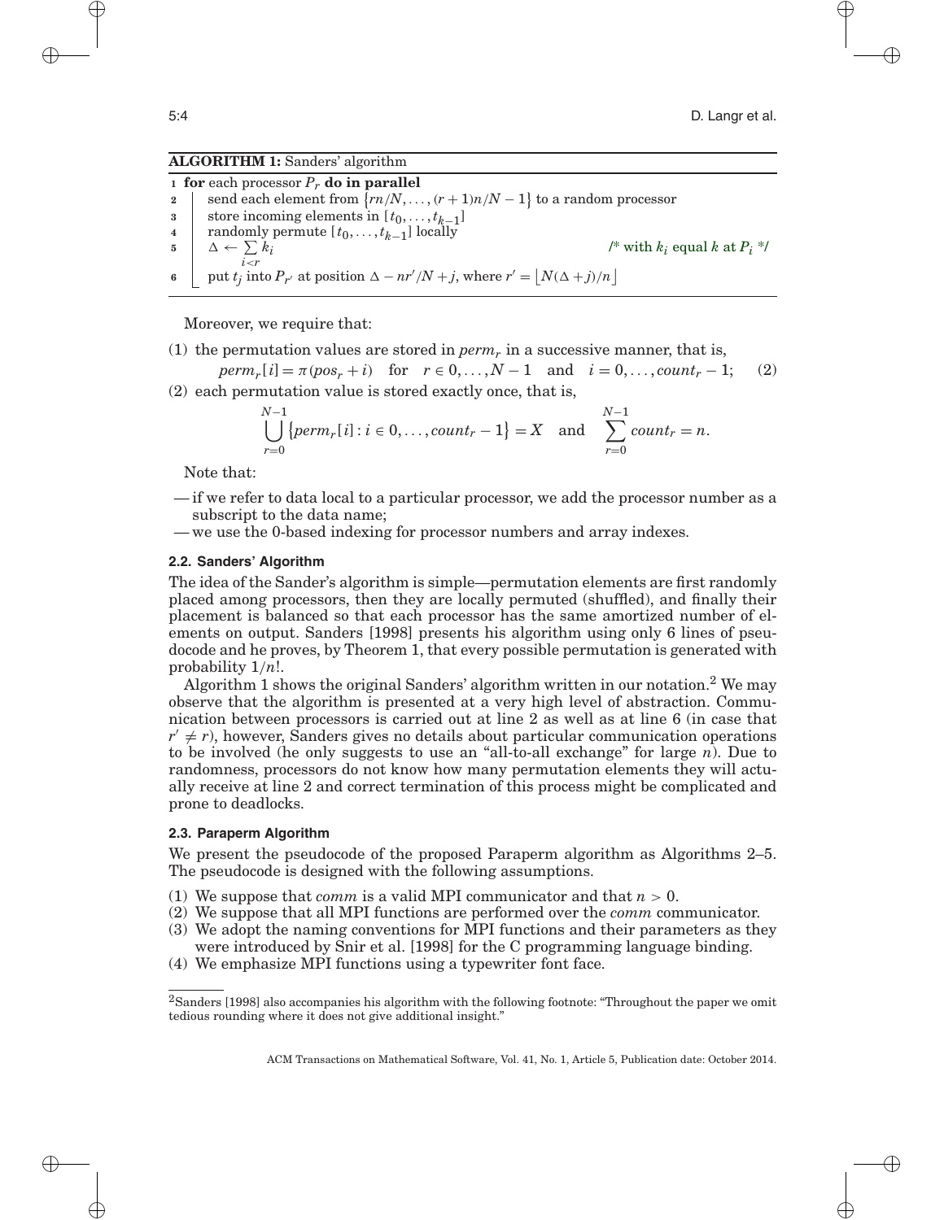**ALGORITHM 1:** Sanders' algorithm

```
1 for each processor P_r do in parallel
2     send each element from {rn/N, ..., (r+1)n/N − 1} to a random processor
3     store incoming elements in [t_0, ..., t_{k−1}]
4     randomly permute [t_0, ..., t_{k−1}] locally
5     Δ ← Σ_{i<r} k_i                                   /* with k_i equal k at P_i */
6     put t_j into P_{r'} at position Δ − nr'/N + j, where r' = ⌊N(Δ + j)/n⌋
```

Moreover, we require that:

(1) the permutation values are stored in $perm_r$ in a successive manner, that is,

$$perm_r[i] = \pi(pos_r + i) \quad \text{for} \quad r \in 0, \dots, N-1 \quad \text{and} \quad i = 0, \dots, count_r - 1; \qquad (2)$$

(2) each permutation value is stored exactly once, that is,

$$\bigcup_{r=0}^{N-1} \{perm_r[i] : i \in 0, \dots, count_r - 1\} = X \quad \text{and} \quad \sum_{r=0}^{N-1} count_r = n.$$

Note that:

— if we refer to data local to a particular processor, we add the processor number as a subscript to the data name;

— we use the 0-based indexing for processor numbers and array indexes.

### 2.2. Sanders' Algorithm

The idea of the Sander's algorithm is simple—permutation elements are first randomly placed among processors, then they are locally permuted (shuffled), and finally their placement is balanced so that each processor has the same amortized number of elements on output. Sanders [1998] presents his algorithm using only 6 lines of pseudocode and he proves, by Theorem 1, that every possible permutation is generated with probability $1/n!$.

Algorithm 1 shows the original Sanders' algorithm written in our notation.[2] We may observe that the algorithm is presented at a very high level of abstraction. Communication between processors is carried out at line 2 as well as at line 6 (in case that $r' \neq r$), however, Sanders gives no details about particular communication operations to be involved (he only suggests to use an "all-to-all exchange" for large $n$). Due to randomness, processors do not know how many permutation elements they will actually receive at line 2 and correct termination of this process might be complicated and prone to deadlocks.

### 2.3. Paraperm Algorithm

We present the pseudocode of the proposed Paraperm algorithm as Algorithms 2–5. The pseudocode is designed with the following assumptions.

(1) We suppose that *comm* is a valid MPI communicator and that $n > 0$.
(2) We suppose that all MPI functions are performed over the *comm* communicator.
(3) We adopt the naming conventions for MPI functions and their parameters as they were introduced by Snir et al. [1998] for the C programming language binding.
(4) We emphasize MPI functions using a typewriter font face.

---

[2] Sanders [1998] also accompanies his algorithm with the following footnote: "Throughout the paper we omit tedious rounding where it does not give additional insight."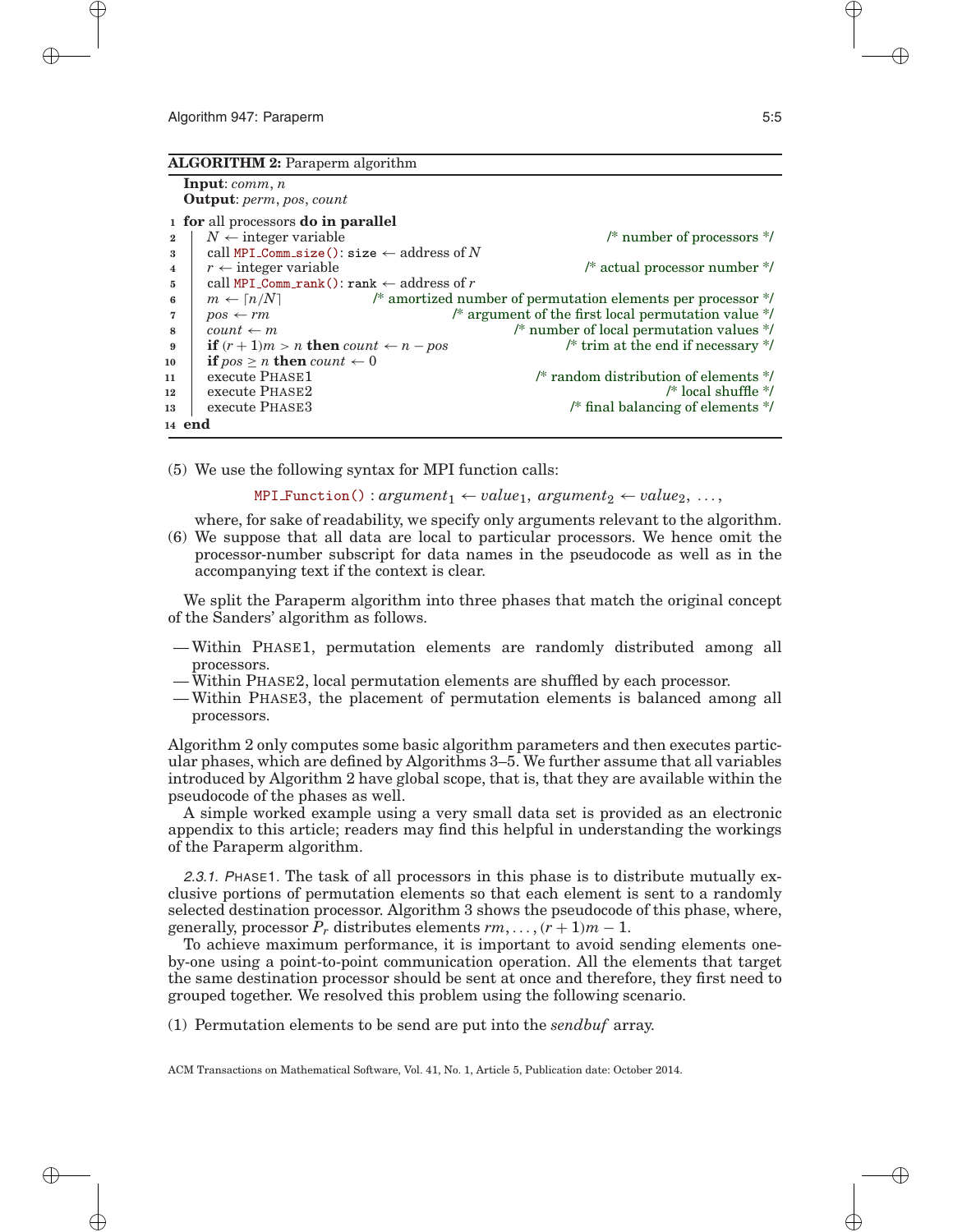**ALGORITHM 2:** Paraperm algorithm

```
   Input: comm, n
   Output: perm, pos, count
 1 for all processors do in parallel
 2 |   N ← integer variable                                        /* number of processors */
 3 |   call MPI_Comm_size(): size ← address of N
 4 |   r ← integer variable                                   /* actual processor number */
 5 |   call MPI_Comm_rank(): rank ← address of r
 6 |   m ← ⌈n/N⌉              /* amortized number of permutation elements per processor */
 7 |   pos ← rm                          /* argument of the first local permutation value */
 8 |   count ← m                             /* number of local permutation values */
 9 |   if (r + 1)m > n then count ← n − pos            /* trim at the end if necessary */
10 |   if pos ≥ n then count ← 0
11 |   execute PHASE1                            /* random distribution of elements */
12 |   execute PHASE2                                            /* local shuffle */
13 |   execute PHASE3                            /* final balancing of elements */
14 end
```

(5) We use the following syntax for MPI function calls:

$$\texttt{MPI\_Function()} : argument_1 \leftarrow value_1,\ argument_2 \leftarrow value_2,\ \ldots,$$

where, for sake of readability, we specify only arguments relevant to the algorithm.

(6) We suppose that all data are local to particular processors. We hence omit the processor-number subscript for data names in the pseudocode as well as in the accompanying text if the context is clear.

We split the Paraperm algorithm into three phases that match the original concept of the Sanders' algorithm as follows.

- Within PHASE1, permutation elements are randomly distributed among all processors.
- Within PHASE2, local permutation elements are shuffled by each processor.
- Within PHASE3, the placement of permutation elements is balanced among all processors.

Algorithm 2 only computes some basic algorithm parameters and then executes particular phases, which are defined by Algorithms 3–5. We further assume that all variables introduced by Algorithm 2 have global scope, that is, that they are available within the pseudocode of the phases as well.

A simple worked example using a very small data set is provided as an electronic appendix to this article; readers may find this helpful in understanding the workings of the Paraperm algorithm.

*2.3.1. PHASE1.* The task of all processors in this phase is to distribute mutually exclusive portions of permutation elements so that each element is sent to a randomly selected destination processor. Algorithm 3 shows the pseudocode of this phase, where, generally, processor $P_r$ distributes elements $rm, \ldots, (r+1)m - 1$.

To achieve maximum performance, it is important to avoid sending elements one-by-one using a point-to-point communication operation. All the elements that target the same destination processor should be sent at once and therefore, they first need to grouped together. We resolved this problem using the following scenario.

(1) Permutation elements to be send are put into the *sendbuf* array.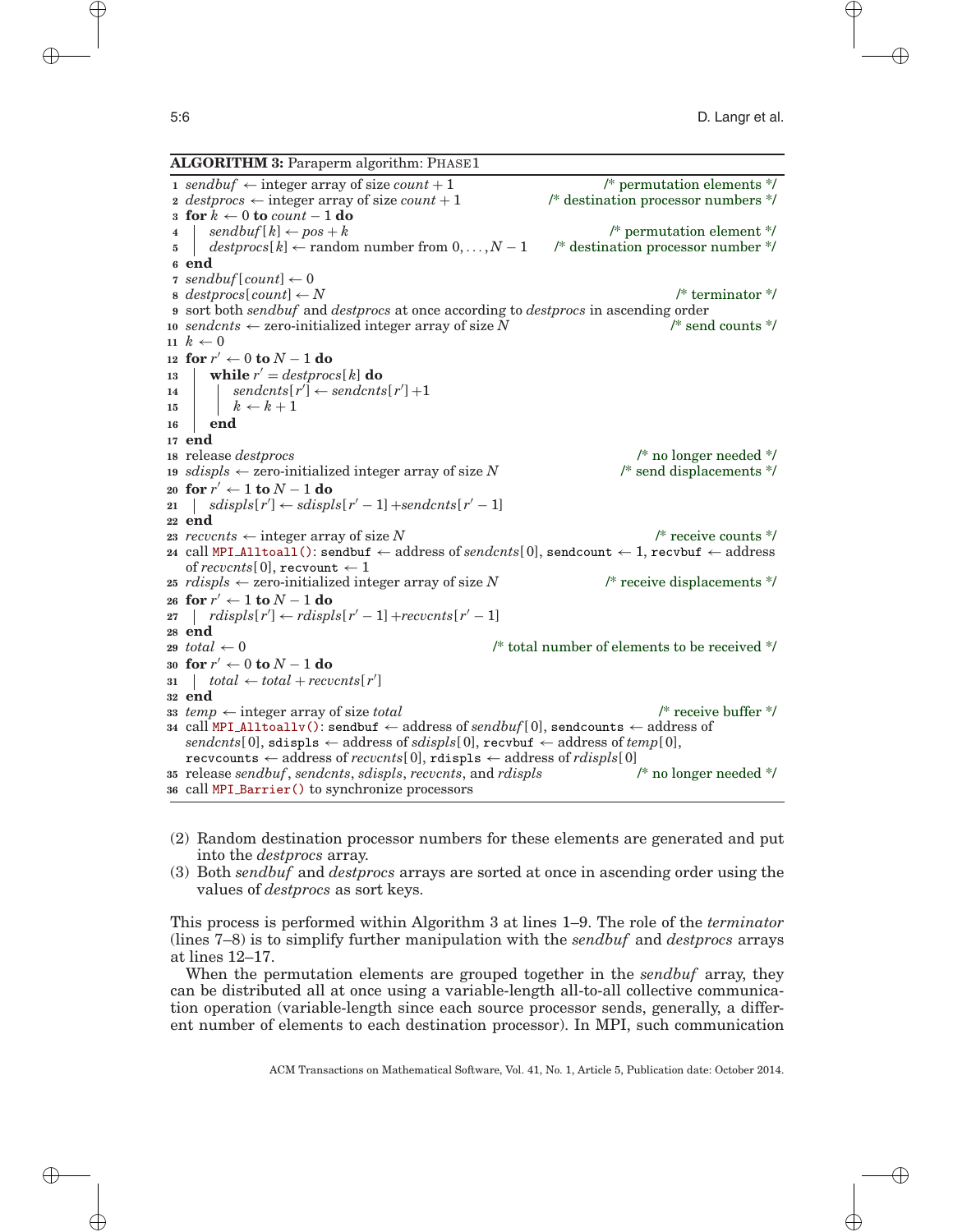**ALGORITHM 3:** Paraperm algorithm: PHASE1

```
1  sendbuf ← integer array of size count + 1                          /* permutation elements */
2  destprocs ← integer array of size count + 1                 /* destination processor numbers */
3  for k ← 0 to count − 1 do
4  |   sendbuf[k] ← pos + k                                           /* permutation element */
5  |   destprocs[k] ← random number from 0, ..., N − 1     /* destination processor number */
6  end
7  sendbuf[count] ← 0
8  destprocs[count] ← N                                                        /* terminator */
9  sort both sendbuf and destprocs at once according to destprocs in ascending order
10 sendcnts ← zero-initialized integer array of size N                         /* send counts */
11 k ← 0
12 for r′ ← 0 to N − 1 do
13 |   while r′ = destprocs[k] do
14 |   |   sendcnts[r′] ← sendcnts[r′] +1
15 |   |   k ← k + 1
16 |   end
17 end
18 release destprocs                                                      /* no longer needed */
19 sdispls ← zero-initialized integer array of size N                  /* send displacements */
20 for r′ ← 1 to N − 1 do
21 |   sdispls[r′] ← sdispls[r′ − 1] +sendcnts[r′ − 1]
22 end
23 recvcnts ← integer array of size N                                       /* receive counts */
24 call MPI_Alltoall(): sendbuf ← address of sendcnts[0], sendcount ← 1, recvbuf ← address
   of recvcnts[0], recvount ← 1
25 rdispls ← zero-initialized integer array of size N               /* receive displacements */
26 for r′ ← 1 to N − 1 do
27 |   rdispls[r′] ← rdispls[r′ − 1] +recvcnts[r′ − 1]
28 end
29 total ← 0                                     /* total number of elements to be received */
30 for r′ ← 0 to N − 1 do
31 |   total ← total + recvcnts[r′]
32 end
33 temp ← integer array of size total                                       /* receive buffer */
34 call MPI_Alltoallv(): sendbuf ← address of sendbuf[0], sendcounts ← address of
   sendcnts[0], sdispls ← address of sdispls[0], recvbuf ← address of temp[0],
   recvcounts ← address of recvcnts[0], rdispls ← address of rdispls[0]
35 release sendbuf, sendcnts, sdispls, recvcnts, and rdispls              /* no longer needed */
36 call MPI_Barrier() to synchronize processors
```

(2) Random destination processor numbers for these elements are generated and put into the *destprocs* array.
(3) Both *sendbuf* and *destprocs* arrays are sorted at once in ascending order using the values of *destprocs* as sort keys.

This process is performed within Algorithm 3 at lines 1–9. The role of the *terminator* (lines 7–8) is to simplify further manipulation with the *sendbuf* and *destprocs* arrays at lines 12–17.

When the permutation elements are grouped together in the *sendbuf* array, they can be distributed all at once using a variable-length all-to-all collective communication operation (variable-length since each source processor sends, generally, a different number of elements to each destination processor). In MPI, such communication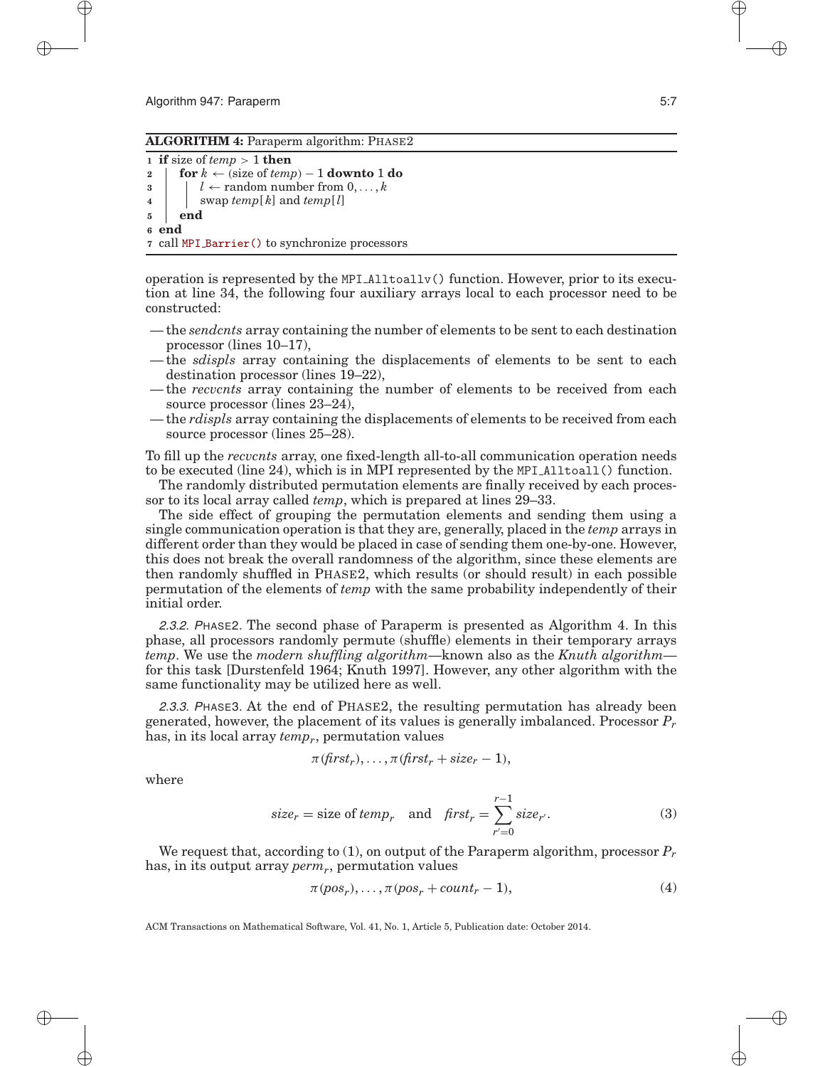**ALGORITHM 4:** Paraperm algorithm: PHASE2

```
1 if size of temp > 1 then
2     for k ← (size of temp) − 1 downto 1 do
3         l ← random number from 0, ..., k
4         swap temp[k] and temp[l]
5     end
6 end
7 call MPI_Barrier() to synchronize processors
```

operation is represented by the `MPI_Alltoallv()` function. However, prior to its execution at line 34, the following four auxiliary arrays local to each processor need to be constructed:

— the *sendcnts* array containing the number of elements to be sent to each destination processor (lines 10–17),
— the *sdispls* array containing the displacements of elements to be sent to each destination processor (lines 19–22),
— the *recvcnts* array containing the number of elements to be received from each source processor (lines 23–24),
— the *rdispls* array containing the displacements of elements to be received from each source processor (lines 25–28).

To fill up the *recvcnts* array, one fixed-length all-to-all communication operation needs to be executed (line 24), which is in MPI represented by the `MPI_Alltoall()` function.

The randomly distributed permutation elements are finally received by each processor to its local array called *temp*, which is prepared at lines 29–33.

The side effect of grouping the permutation elements and sending them using a single communication operation is that they are, generally, placed in the *temp* arrays in different order than they would be placed in case of sending them one-by-one. However, this does not break the overall randomness of the algorithm, since these elements are then randomly shuffled in PHASE2, which results (or should result) in each possible permutation of the elements of *temp* with the same probability independently of their initial order.

*2.3.2. PHASE2.* The second phase of Paraperm is presented as Algorithm 4. In this phase, all processors randomly permute (shuffle) elements in their temporary arrays *temp*. We use the *modern shuffling algorithm*—known also as the *Knuth algorithm*—for this task [Durstenfeld 1964; Knuth 1997]. However, any other algorithm with the same functionality may be utilized here as well.

*2.3.3. PHASE3.* At the end of PHASE2, the resulting permutation has already been generated, however, the placement of its values is generally imbalanced. Processor $P_r$ has, in its local array $temp_r$, permutation values

$$\pi(first_r), \ldots, \pi(first_r + size_r - 1),$$

where

$$size_r = \text{size of } temp_r \quad \text{and} \quad first_r = \sum_{r'=0}^{r-1} size_{r'}. \tag{3}$$

We request that, according to (1), on output of the Paraperm algorithm, processor $P_r$ has, in its output array $perm_r$, permutation values

$$\pi(pos_r), \ldots, \pi(pos_r + count_r - 1), \tag{4}$$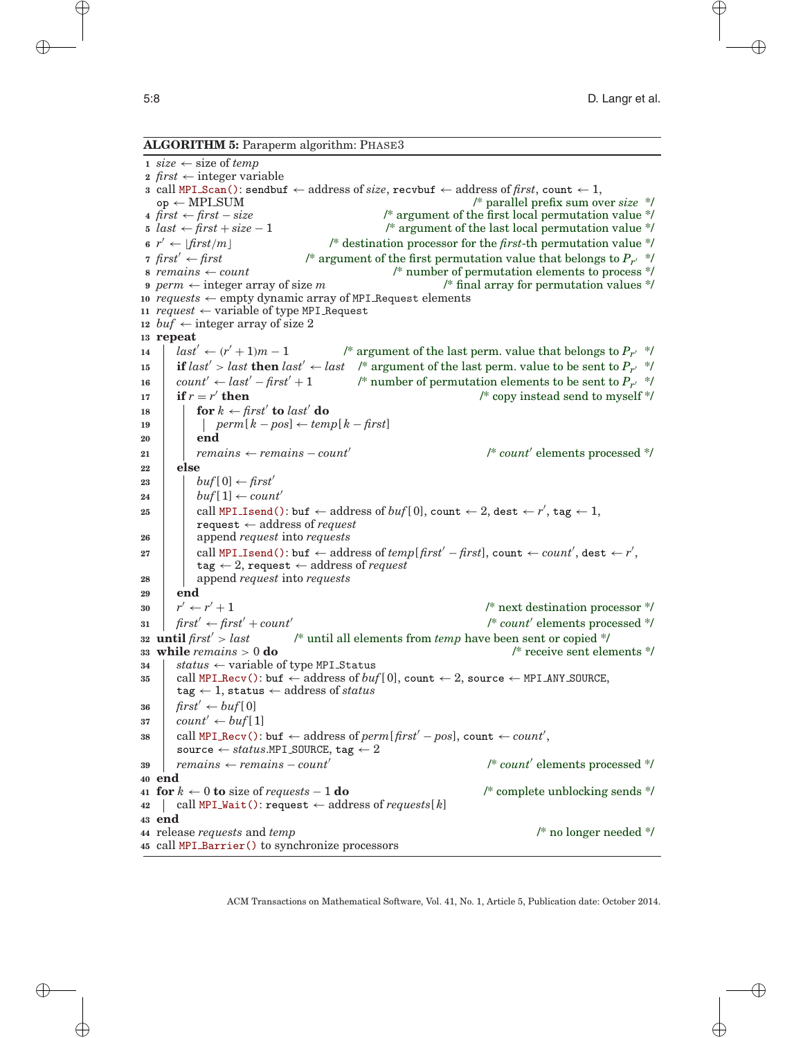**ALGORITHM 5:** Paraperm algorithm: PHASE3

```
 1  size ← size of temp
 2  first ← integer variable
 3  call MPI_Scan(): sendbuf ← address of size, recvbuf ← address of first, count ← 1,
    op ← MPI_SUM                                        /* parallel prefix sum over size */
 4  first ← first − size                      /* argument of the first local permutation value */
 5  last ← first + size − 1                    /* argument of the last local permutation value */
 6  r′ ← ⌊first/m⌋               /* destination processor for the first-th permutation value */
 7  first′ ← first               /* argument of the first permutation value that belongs to P_r′ */
 8  remains ← count                                 /* number of permutation elements to process */
 9  perm ← integer array of size m                           /* final array for permutation values */
10  requests ← empty dynamic array of MPI_Request elements
11  request ← variable of type MPI_Request
12  buf ← integer array of size 2
13  repeat
14  |   last′ ← (r′ + 1)m − 1           /* argument of the last perm. value that belongs to P_r′ */
15  |   if last′ > last then last′ ← last  /* argument of the last perm. value to be sent to P_r′ */
16  |   count′ ← last′ − first′ + 1        /* number of permutation elements to be sent to P_r′ */
17  |   if r = r′ then                                        /* copy instead send to myself */
18  |   |   for k ← first′ to last′ do
19  |   |   |   perm[k − pos] ← temp[k − first]
20  |   |   end
21  |   |   remains ← remains − count′                          /* count′ elements processed */
22  |   else
23  |   |   buf[0] ← first′
24  |   |   buf[1] ← count′
25  |   |   call MPI_Isend(): buf ← address of buf[0], count ← 2, dest ← r′, tag ← 1,
    |   |   request ← address of request
26  |   |   append request into requests
27  |   |   call MPI_Isend(): buf ← address of temp[first′ − first], count ← count′, dest ← r′,
    |   |   tag ← 2, request ← address of request
28  |   |   append request into requests
29  |   end
30  |   r′ ← r′ + 1                                                /* next destination processor */
31  |   first′ ← first′ + count′                                    /* count′ elements processed */
32  until first′ > last          /* until all elements from temp have been sent or copied */
33  while remains > 0 do                                                /* receive sent elements */
34  |   status ← variable of type MPI_Status
35  |   call MPI_Recv(): buf ← address of buf[0], count ← 2, source ← MPI_ANY_SOURCE,
    |   tag ← 1, status ← address of status
36  |   first′ ← buf[0]
37  |   count′ ← buf[1]
38  |   call MPI_Recv(): buf ← address of perm[first′ − pos], count ← count′,
    |   source ← status.MPI_SOURCE, tag ← 2
39  |   remains ← remains − count′                                  /* count′ elements processed */
40  end
41  for k ← 0 to size of requests − 1 do                              /* complete unblocking sends */
42  |   call MPI_Wait(): request ← address of requests[k]
43  end
44  release requests and temp                                                 /* no longer needed */
45  call MPI_Barrier() to synchronize processors
```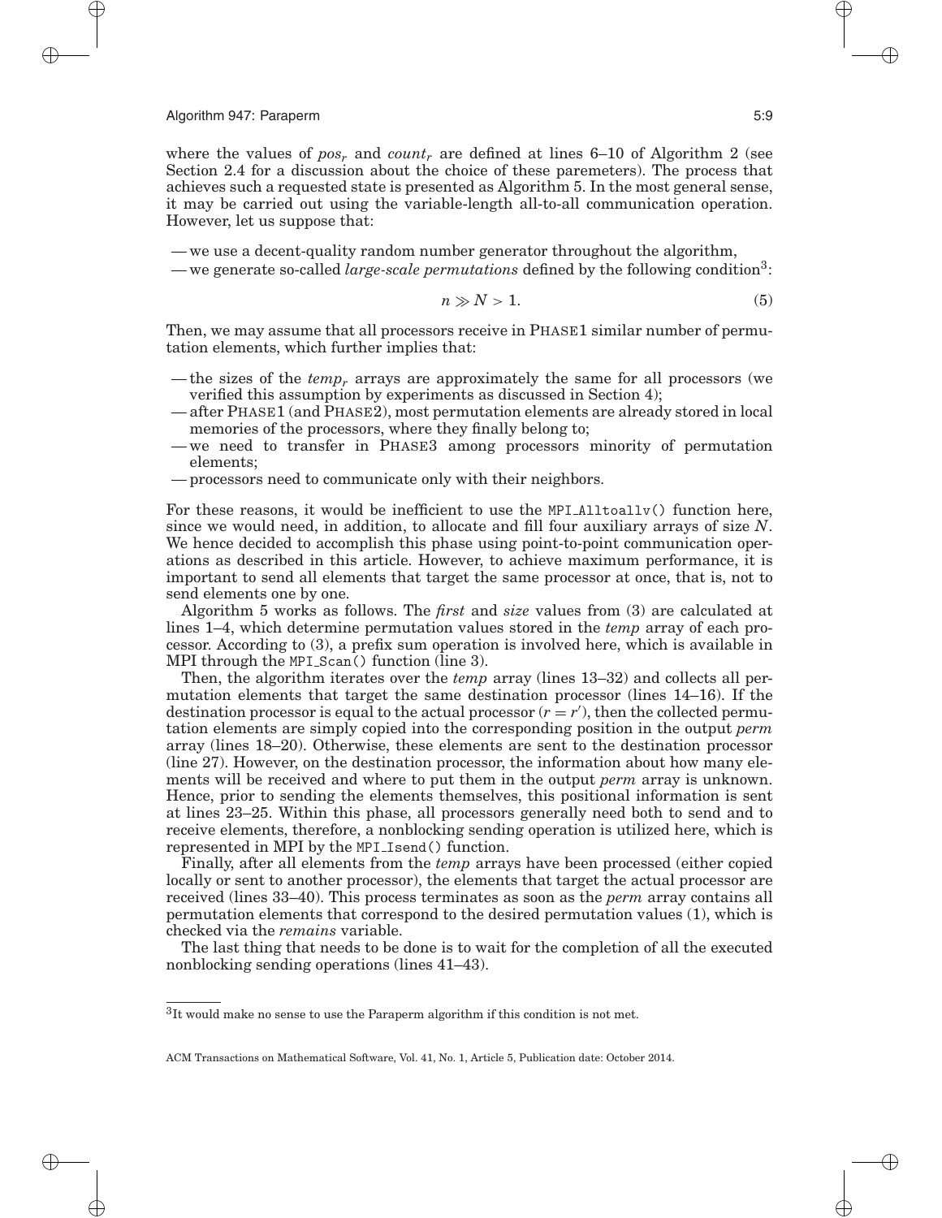where the values of $pos_r$ and $count_r$ are defined at lines 6–10 of Algorithm 2 (see Section 2.4 for a discussion about the choice of these paremeters). The process that achieves such a requested state is presented as Algorithm 5. In the most general sense, it may be carried out using the variable-length all-to-all communication operation. However, let us suppose that:

— we use a decent-quality random number generator throughout the algorithm,
— we generate so-called *large-scale permutations* defined by the following condition[3]:

$$n \gg N > 1. \tag{5}$$

Then, we may assume that all processors receive in PHASE1 similar number of permutation elements, which further implies that:

— the sizes of the $temp_r$ arrays are approximately the same for all processors (we verified this assumption by experiments as discussed in Section 4);
— after PHASE1 (and PHASE2), most permutation elements are already stored in local memories of the processors, where they finally belong to;
— we need to transfer in PHASE3 among processors minority of permutation elements;
— processors need to communicate only with their neighbors.

For these reasons, it would be inefficient to use the `MPI_Alltoallv()` function here, since we would need, in addition, to allocate and fill four auxiliary arrays of size $N$. We hence decided to accomplish this phase using point-to-point communication operations as described in this article. However, to achieve maximum performance, it is important to send all elements that target the same processor at once, that is, not to send elements one by one.

Algorithm 5 works as follows. The *first* and *size* values from (3) are calculated at lines 1–4, which determine permutation values stored in the *temp* array of each processor. According to (3), a prefix sum operation is involved here, which is available in MPI through the `MPI_Scan()` function (line 3).

Then, the algorithm iterates over the *temp* array (lines 13–32) and collects all permutation elements that target the same destination processor (lines 14–16). If the destination processor is equal to the actual processor ($r = r'$), then the collected permutation elements are simply copied into the corresponding position in the output *perm* array (lines 18–20). Otherwise, these elements are sent to the destination processor (line 27). However, on the destination processor, the information about how many elements will be received and where to put them in the output *perm* array is unknown. Hence, prior to sending the elements themselves, this positional information is sent at lines 23–25. Within this phase, all processors generally need both to send and to receive elements, therefore, a nonblocking sending operation is utilized here, which is represented in MPI by the `MPI_Isend()` function.

Finally, after all elements from the *temp* arrays have been processed (either copied locally or sent to another processor), the elements that target the actual processor are received (lines 33–40). This process terminates as soon as the *perm* array contains all permutation elements that correspond to the desired permutation values (1), which is checked via the *remains* variable.

The last thing that needs to be done is to wait for the completion of all the executed nonblocking sending operations (lines 41–43).

[3]It would make no sense to use the Paraperm algorithm if this condition is not met.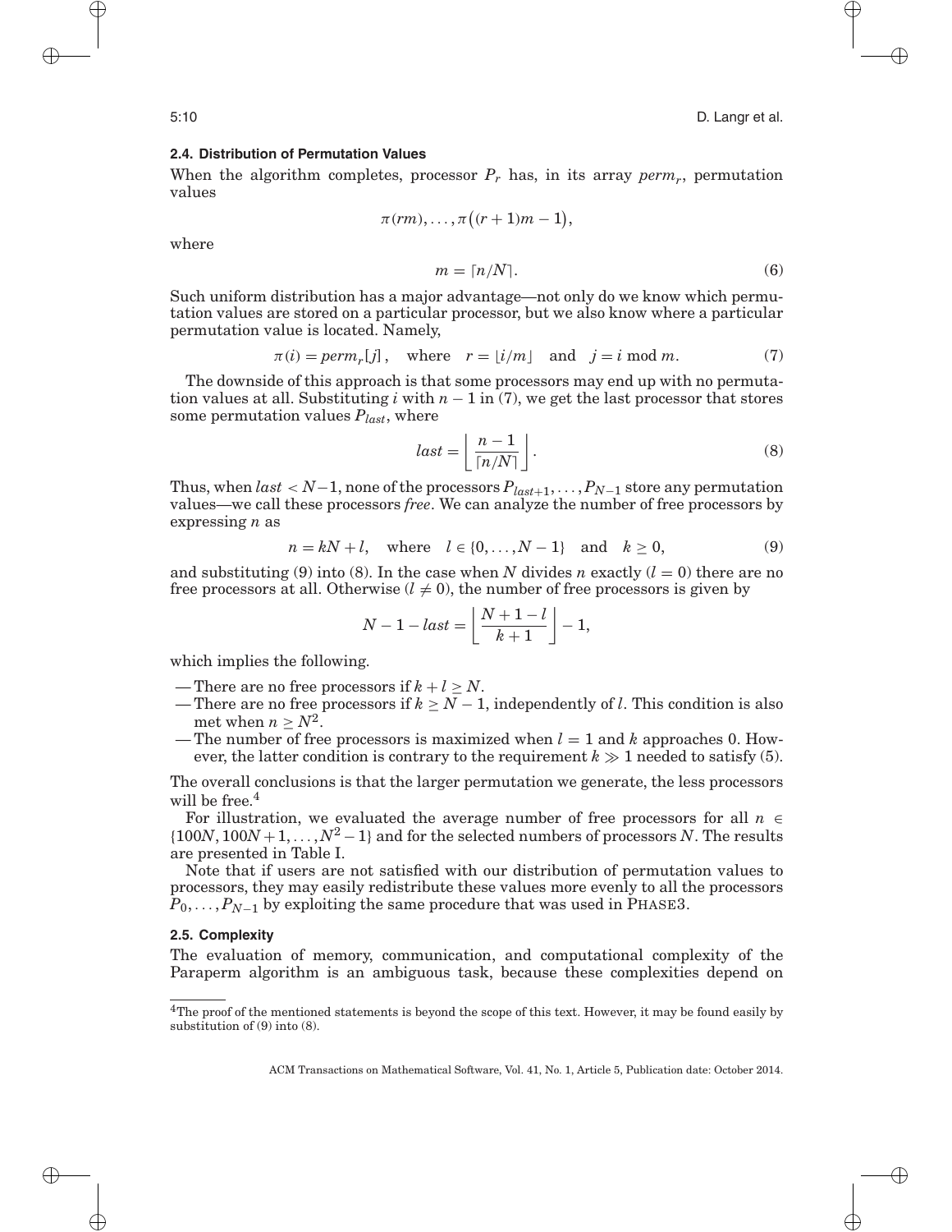### 2.4. Distribution of Permutation Values

When the algorithm completes, processor $P_r$ has, in its array $perm_r$, permutation values

$$\pi(rm), \ldots, \pi\big((r+1)m - 1\big),$$

where

$$m = \lceil n/N \rceil. \tag{6}$$

Such uniform distribution has a major advantage—not only do we know which permutation values are stored on a particular processor, but we also know where a particular permutation value is located. Namely,

$$\pi(i) = perm_r[j], \quad \text{where} \quad r = \lfloor i/m \rfloor \quad \text{and} \quad j = i \bmod m. \tag{7}$$

The downside of this approach is that some processors may end up with no permutation values at all. Substituting $i$ with $n-1$ in (7), we get the last processor that stores some permutation values $P_{last}$, where

$$last = \left\lfloor \frac{n-1}{\lceil n/N \rceil} \right\rfloor. \tag{8}$$

Thus, when $last < N-1$, none of the processors $P_{last+1}, \ldots, P_{N-1}$ store any permutation values—we call these processors *free*. We can analyze the number of free processors by expressing $n$ as

$$n = kN + l, \quad \text{where} \quad l \in \{0, \ldots, N-1\} \quad \text{and} \quad k \geq 0, \tag{9}$$

and substituting (9) into (8). In the case when $N$ divides $n$ exactly ($l = 0$) there are no free processors at all. Otherwise ($l \neq 0$), the number of free processors is given by

$$N - 1 - last = \left\lfloor \frac{N+1-l}{k+1} \right\rfloor - 1,$$

which implies the following.

- There are no free processors if $k + l \geq N$.
- There are no free processors if $k \geq N-1$, independently of $l$. This condition is also met when $n \geq N^2$.
- The number of free processors is maximized when $l = 1$ and $k$ approaches 0. However, the latter condition is contrary to the requirement $k \gg 1$ needed to satisfy (5).

The overall conclusions is that the larger permutation we generate, the less processors will be free.[4]

For illustration, we evaluated the average number of free processors for all $n \in \{100N, 100N+1, \ldots, N^2-1\}$ and for the selected numbers of processors $N$. The results are presented in Table I.

Note that if users are not satisfied with our distribution of permutation values to processors, they may easily redistribute these values more evenly to all the processors $P_0, \ldots, P_{N-1}$ by exploiting the same procedure that was used in PHASE3.

### 2.5. Complexity

The evaluation of memory, communication, and computational complexity of the Paraperm algorithm is an ambiguous task, because these complexities depend on

[4] The proof of the mentioned statements is beyond the scope of this text. However, it may be found easily by substitution of (9) into (8).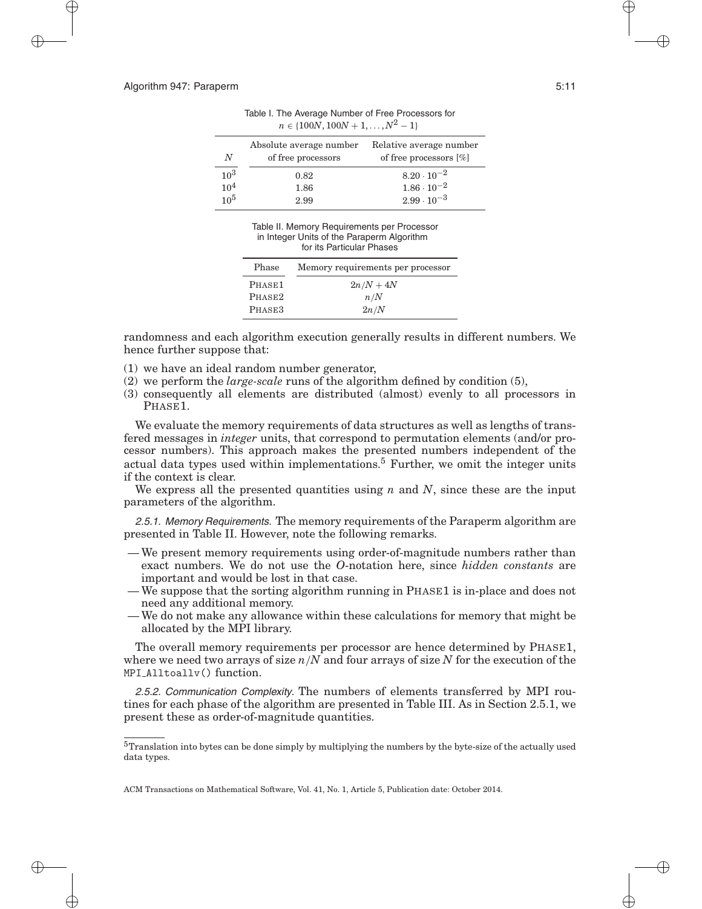Table I. The Average Number of Free Processors for $n \in \{100N, 100N+1, \ldots, N^2-1\}$

| $N$ | Absolute average number of free processors | Relative average number of free processors [%] |
|---|---|---|
| $10^3$ | 0.82 | $8.20 \cdot 10^{-2}$ |
| $10^4$ | 1.86 | $1.86 \cdot 10^{-2}$ |
| $10^5$ | 2.99 | $2.99 \cdot 10^{-3}$ |

Table II. Memory Requirements per Processor in Integer Units of the Paraperm Algorithm for its Particular Phases

| Phase | Memory requirements per processor |
|---|---|
| PHASE1 | $2n/N + 4N$ |
| PHASE2 | $n/N$ |
| PHASE3 | $2n/N$ |

randomness and each algorithm execution generally results in different numbers. We hence further suppose that:

(1) we have an ideal random number generator,
(2) we perform the *large-scale* runs of the algorithm defined by condition (5),
(3) consequently all elements are distributed (almost) evenly to all processors in PHASE1.

We evaluate the memory requirements of data structures as well as lengths of transfered messages in *integer* units, that correspond to permutation elements (and/or processor numbers). This approach makes the presented numbers independent of the actual data types used within implementations.[5] Further, we omit the integer units if the context is clear.

We express all the presented quantities using $n$ and $N$, since these are the input parameters of the algorithm.

*2.5.1. Memory Requirements.* The memory requirements of the Paraperm algorithm are presented in Table II. However, note the following remarks.

- We present memory requirements using order-of-magnitude numbers rather than exact numbers. We do not use the $O$-notation here, since *hidden constants* are important and would be lost in that case.
- We suppose that the sorting algorithm running in PHASE1 is in-place and does not need any additional memory.
- We do not make any allowance within these calculations for memory that might be allocated by the MPI library.

The overall memory requirements per processor are hence determined by PHASE1, where we need two arrays of size $n/N$ and four arrays of size $N$ for the execution of the `MPI_Alltoallv()` function.

*2.5.2. Communication Complexity.* The numbers of elements transferred by MPI routines for each phase of the algorithm are presented in Table III. As in Section 2.5.1, we present these as order-of-magnitude quantities.

[5] Translation into bytes can be done simply by multiplying the numbers by the byte-size of the actually used data types.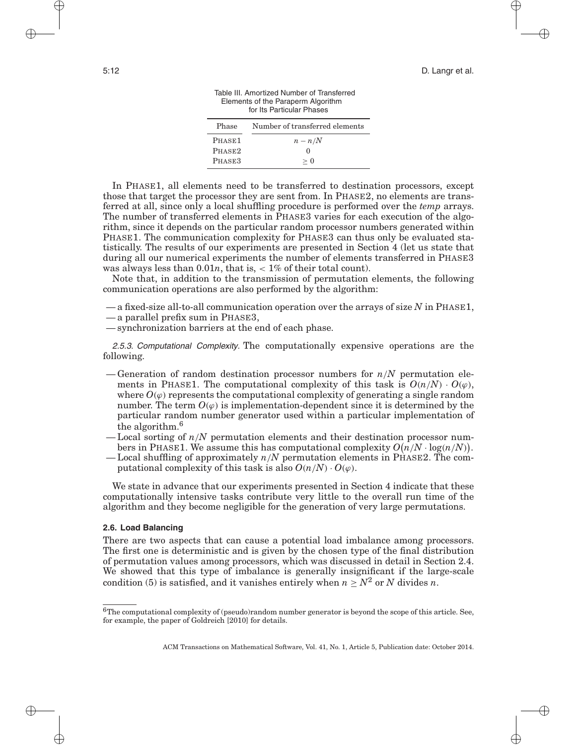Table III. Amortized Number of Transferred Elements of the Paraperm Algorithm for Its Particular Phases

| Phase | Number of transferred elements |
|---|---|
| PHASE1 | $n - n/N$ |
| PHASE2 | 0 |
| PHASE3 | $\geq 0$ |

In PHASE1, all elements need to be transferred to destination processors, except those that target the processor they are sent from. In PHASE2, no elements are transferred at all, since only a local shuffling procedure is performed over the *temp* arrays. The number of transferred elements in PHASE3 varies for each execution of the algorithm, since it depends on the particular random processor numbers generated within PHASE1. The communication complexity for PHASE3 can thus only be evaluated statistically. The results of our experiments are presented in Section 4 (let us state that during all our numerical experiments the number of elements transferred in PHASE3 was always less than $0.01n$, that is, $< 1\%$ of their total count).

Note that, in addition to the transmission of permutation elements, the following communication operations are also performed by the algorithm:

— a fixed-size all-to-all communication operation over the arrays of size $N$ in PHASE1,
— a parallel prefix sum in PHASE3,
— synchronization barriers at the end of each phase.

*2.5.3. Computational Complexity.* The computationally expensive operations are the following.

— Generation of random destination processor numbers for $n/N$ permutation elements in PHASE1. The computational complexity of this task is $O(n/N) \cdot O(\varphi)$, where $O(\varphi)$ represents the computational complexity of generating a single random number. The term $O(\varphi)$ is implementation-dependent since it is determined by the particular random number generator used within a particular implementation of the algorithm.[6]
— Local sorting of $n/N$ permutation elements and their destination processor numbers in PHASE1. We assume this has computational complexity $O\big(n/N \cdot \log(n/N)\big)$.
— Local shuffling of approximately $n/N$ permutation elements in PHASE2. The computational complexity of this task is also $O(n/N) \cdot O(\varphi)$.

We state in advance that our experiments presented in Section 4 indicate that these computationally intensive tasks contribute very little to the overall run time of the algorithm and they become negligible for the generation of very large permutations.

### 2.6. Load Balancing

There are two aspects that can cause a potential load imbalance among processors. The first one is deterministic and is given by the chosen type of the final distribution of permutation values among processors, which was discussed in detail in Section 2.4. We showed that this type of imbalance is generally insignificant if the large-scale condition (5) is satisfied, and it vanishes entirely when $n \geq N^2$ or $N$ divides $n$.

[6] The computational complexity of (pseudo)random number generator is beyond the scope of this article. See, for example, the paper of Goldreich [2010] for details.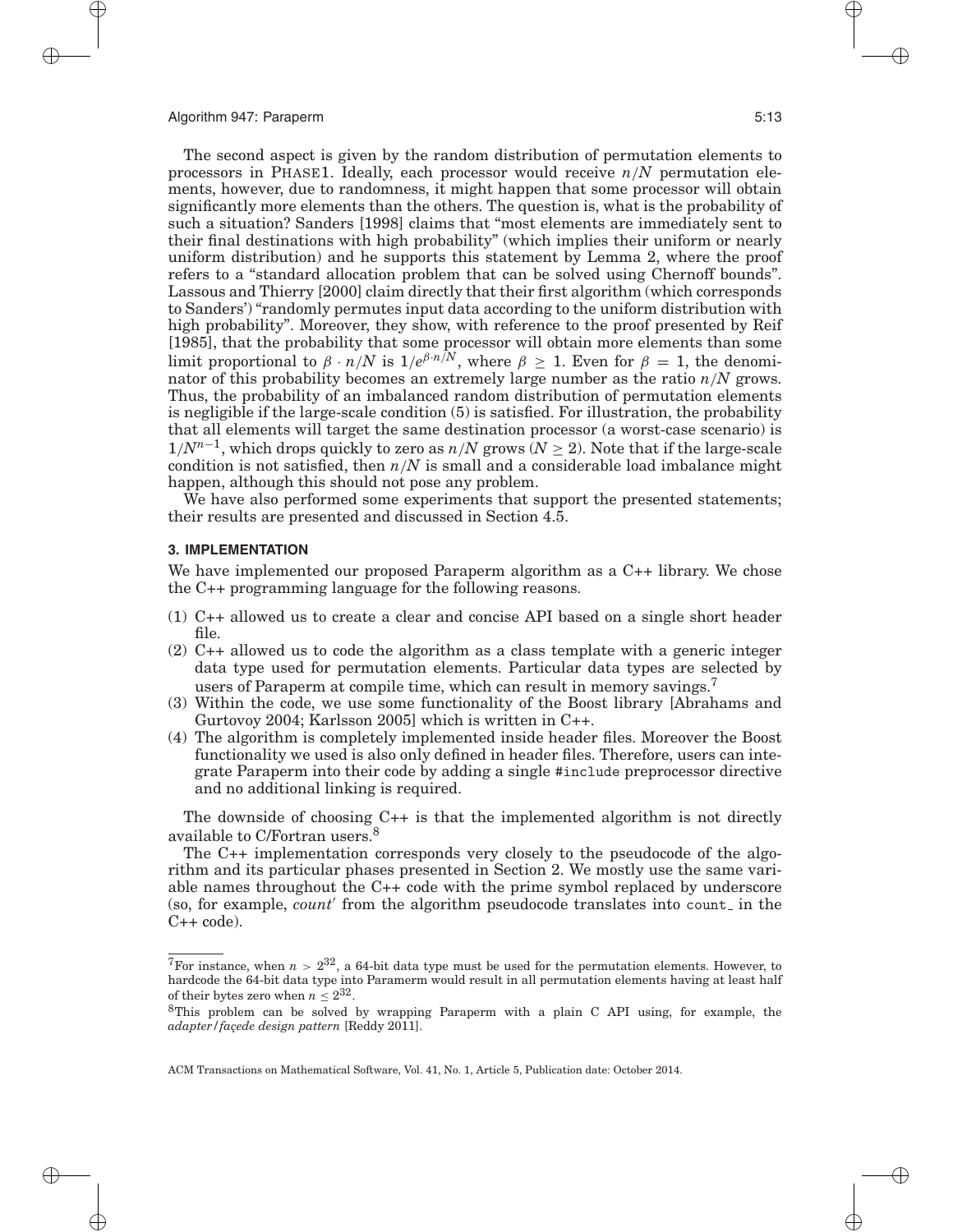The second aspect is given by the random distribution of permutation elements to processors in PHASE1. Ideally, each processor would receive $n/N$ permutation elements, however, due to randomness, it might happen that some processor will obtain significantly more elements than the others. The question is, what is the probability of such a situation? Sanders [1998] claims that "most elements are immediately sent to their final destinations with high probability" (which implies their uniform or nearly uniform distribution) and he supports this statement by Lemma 2, where the proof refers to a "standard allocation problem that can be solved using Chernoff bounds". Lassous and Thierry [2000] claim directly that their first algorithm (which corresponds to Sanders') "randomly permutes input data according to the uniform distribution with high probability". Moreover, they show, with reference to the proof presented by Reif [1985], that the probability that some processor will obtain more elements than some limit proportional to $\beta \cdot n/N$ is $1/e^{\beta \cdot n/N}$, where $\beta \geq 1$. Even for $\beta = 1$, the denominator of this probability becomes an extremely large number as the ratio $n/N$ grows. Thus, the probability of an imbalanced random distribution of permutation elements is negligible if the large-scale condition (5) is satisfied. For illustration, the probability that all elements will target the same destination processor (a worst-case scenario) is $1/N^{n-1}$, which drops quickly to zero as $n/N$ grows ($N \geq 2$). Note that if the large-scale condition is not satisfied, then $n/N$ is small and a considerable load imbalance might happen, although this should not pose any problem.

We have also performed some experiments that support the presented statements; their results are presented and discussed in Section 4.5.

## 3. IMPLEMENTATION

We have implemented our proposed Paraperm algorithm as a C++ library. We chose the C++ programming language for the following reasons.

(1) C++ allowed us to create a clear and concise API based on a single short header file.
(2) C++ allowed us to code the algorithm as a class template with a generic integer data type used for permutation elements. Particular data types are selected by users of Paraperm at compile time, which can result in memory savings.[7]
(3) Within the code, we use some functionality of the Boost library [Abrahams and Gurtovoy 2004; Karlsson 2005] which is written in C++.
(4) The algorithm is completely implemented inside header files. Moreover the Boost functionality we used is also only defined in header files. Therefore, users can integrate Paraperm into their code by adding a single `#include` preprocessor directive and no additional linking is required.

The downside of choosing C++ is that the implemented algorithm is not directly available to C/Fortran users.[8]

The C++ implementation corresponds very closely to the pseudocode of the algorithm and its particular phases presented in Section 2. We mostly use the same variable names throughout the C++ code with the prime symbol replaced by underscore (so, for example, *count′* from the algorithm pseudocode translates into `count_` in the C++ code).

---

[7] For instance, when $n > 2^{32}$, a 64-bit data type must be used for the permutation elements. However, to hardcode the 64-bit data type into Paramerm would result in all permutation elements having at least half of their bytes zero when $n \leq 2^{32}$.

[8] This problem can be solved by wrapping Paraperm with a plain C API using, for example, the *adapter/façede design pattern* [Reddy 2011].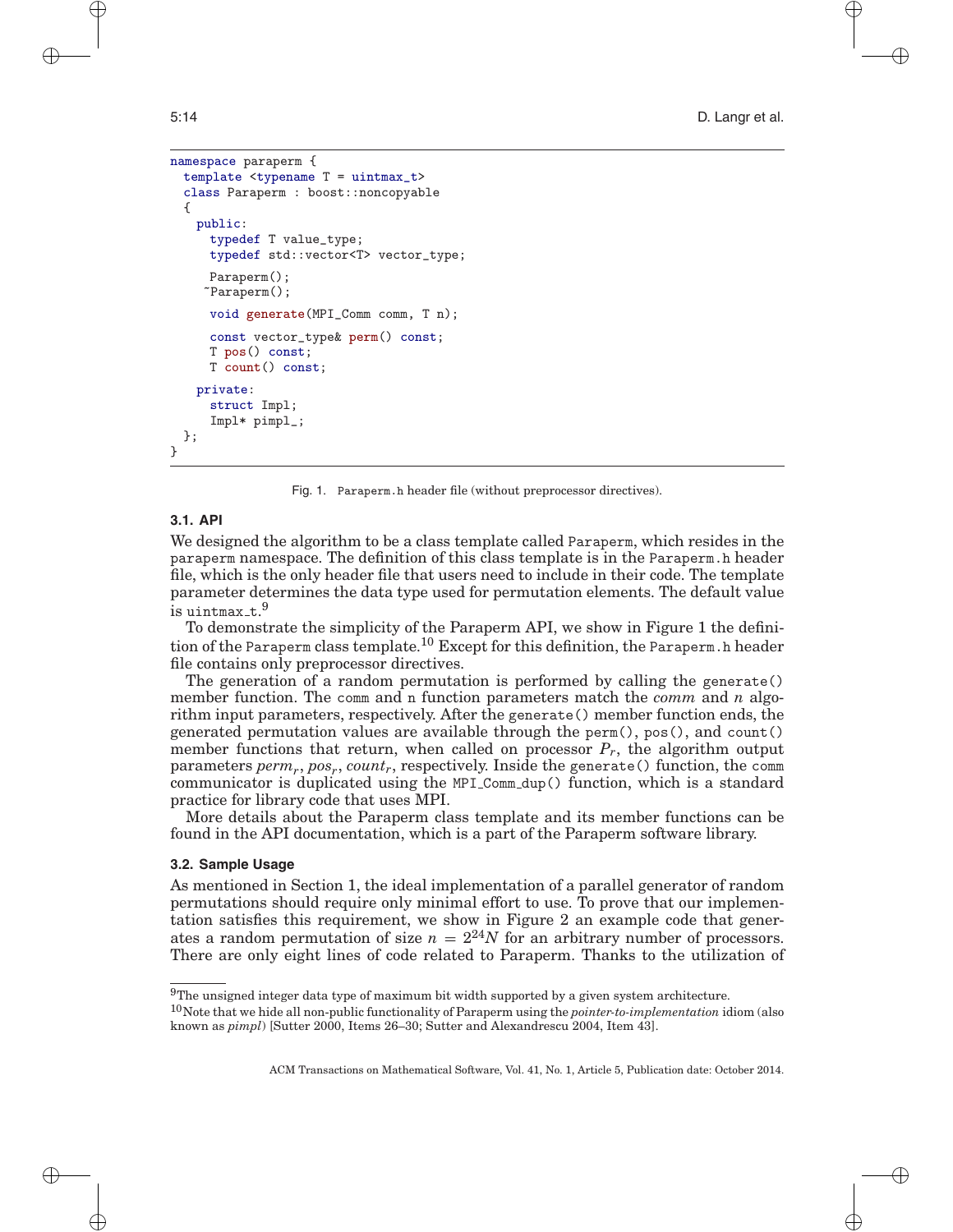```
namespace paraperm {
  template <typename T = uintmax_t>
  class Paraperm : boost::noncopyable
  {
    public:
      typedef T value_type;
      typedef std::vector<T> vector_type;

      Paraperm();
     ~Paraperm();

      void generate(MPI_Comm comm, T n);

      const vector_type& perm() const;
      T pos() const;
      T count() const;

    private:
      struct Impl;
      Impl* pimpl_;
  };
}
```

Fig. 1. `Paraperm.h` header file (without preprocessor directives).

### 3.1. API

We designed the algorithm to be a class template called `Paraperm`, which resides in the `paraperm` namespace. The definition of this class template is in the `Paraperm.h` header file, which is the only header file that users need to include in their code. The template parameter determines the data type used for permutation elements. The default value is `uintmax_t`.[9]

To demonstrate the simplicity of the Paraperm API, we show in Figure 1 the definition of the `Paraperm` class template.[10] Except for this definition, the `Paraperm.h` header file contains only preprocessor directives.

The generation of a random permutation is performed by calling the `generate()` member function. The `comm` and `n` function parameters match the *comm* and $n$ algorithm input parameters, respectively. After the `generate()` member function ends, the generated permutation values are available through the `perm()`, `pos()`, and `count()` member functions that return, when called on processor $P_r$, the algorithm output parameters $perm_r$, $pos_r$, $count_r$, respectively. Inside the `generate()` function, the `comm` communicator is duplicated using the `MPI_Comm_dup()` function, which is a standard practice for library code that uses MPI.

More details about the Paraperm class template and its member functions can be found in the API documentation, which is a part of the Paraperm software library.

### 3.2. Sample Usage

As mentioned in Section 1, the ideal implementation of a parallel generator of random permutations should require only minimal effort to use. To prove that our implementation satisfies this requirement, we show in Figure 2 an example code that generates a random permutation of size $n = 2^{24}N$ for an arbitrary number of processors. There are only eight lines of code related to Paraperm. Thanks to the utilization of

[9] The unsigned integer data type of maximum bit width supported by a given system architecture.

[10] Note that we hide all non-public functionality of Paraperm using the *pointer-to-implementation* idiom (also known as *pimpl*) [Sutter 2000, Items 26–30; Sutter and Alexandrescu 2004, Item 43].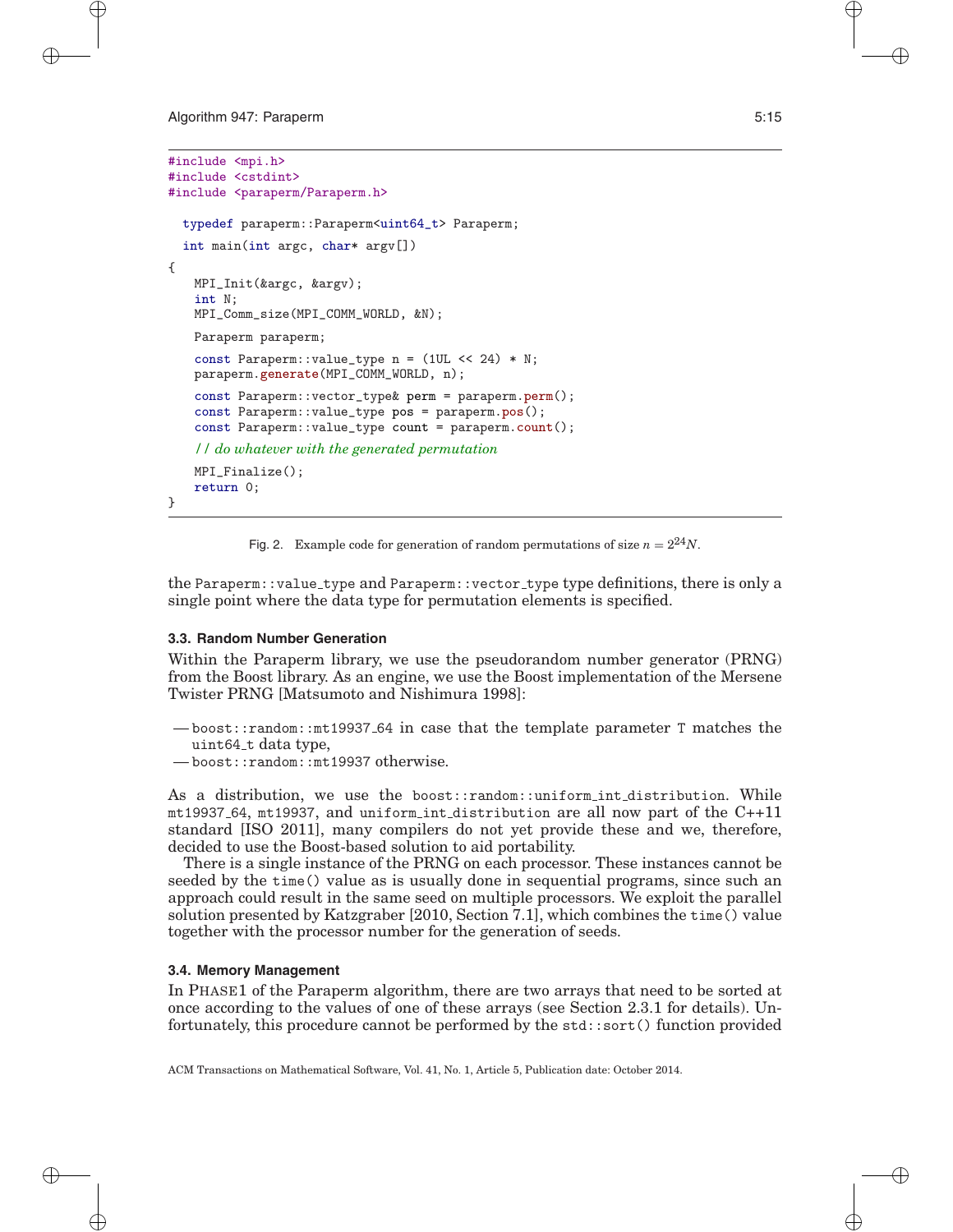```
#include <mpi.h>
#include <cstdint>
#include <paraperm/Paraperm.h>

  typedef paraperm::Paraperm<uint64_t> Paraperm;

  int main(int argc, char* argv[])
{
    MPI_Init(&argc, &argv);
    int N;
    MPI_Comm_size(MPI_COMM_WORLD, &N);

    Paraperm paraperm;

    const Paraperm::value_type n = (1UL << 24) * N;
    paraperm.generate(MPI_COMM_WORLD, n);

    const Paraperm::vector_type& perm = paraperm.perm();
    const Paraperm::value_type pos = paraperm.pos();
    const Paraperm::value_type count = paraperm.count();

    // do whatever with the generated permutation

    MPI_Finalize();
    return 0;
}
```

Fig. 2. Example code for generation of random permutations of size $n = 2^{24}N$.

the `Paraperm::value_type` and `Paraperm::vector_type` type definitions, there is only a single point where the data type for permutation elements is specified.

### 3.3. Random Number Generation

Within the Paraperm library, we use the pseudorandom number generator (PRNG) from the Boost library. As an engine, we use the Boost implementation of the Mersene Twister PRNG [Matsumoto and Nishimura 1998]:

— `boost::random::mt19937_64` in case that the template parameter `T` matches the `uint64_t` data type,
— `boost::random::mt19937` otherwise.

As a distribution, we use the `boost::random::uniform_int_distribution`. While `mt19937_64`, `mt19937`, and `uniform_int_distribution` are all now part of the C++11 standard [ISO 2011], many compilers do not yet provide these and we, therefore, decided to use the Boost-based solution to aid portability.

There is a single instance of the PRNG on each processor. These instances cannot be seeded by the `time()` value as is usually done in sequential programs, since such an approach could result in the same seed on multiple processors. We exploit the parallel solution presented by Katzgraber [2010, Section 7.1], which combines the `time()` value together with the processor number for the generation of seeds.

### 3.4. Memory Management

In PHASE1 of the Paraperm algorithm, there are two arrays that need to be sorted at once according to the values of one of these arrays (see Section 2.3.1 for details). Unfortunately, this procedure cannot be performed by the `std::sort()` function provided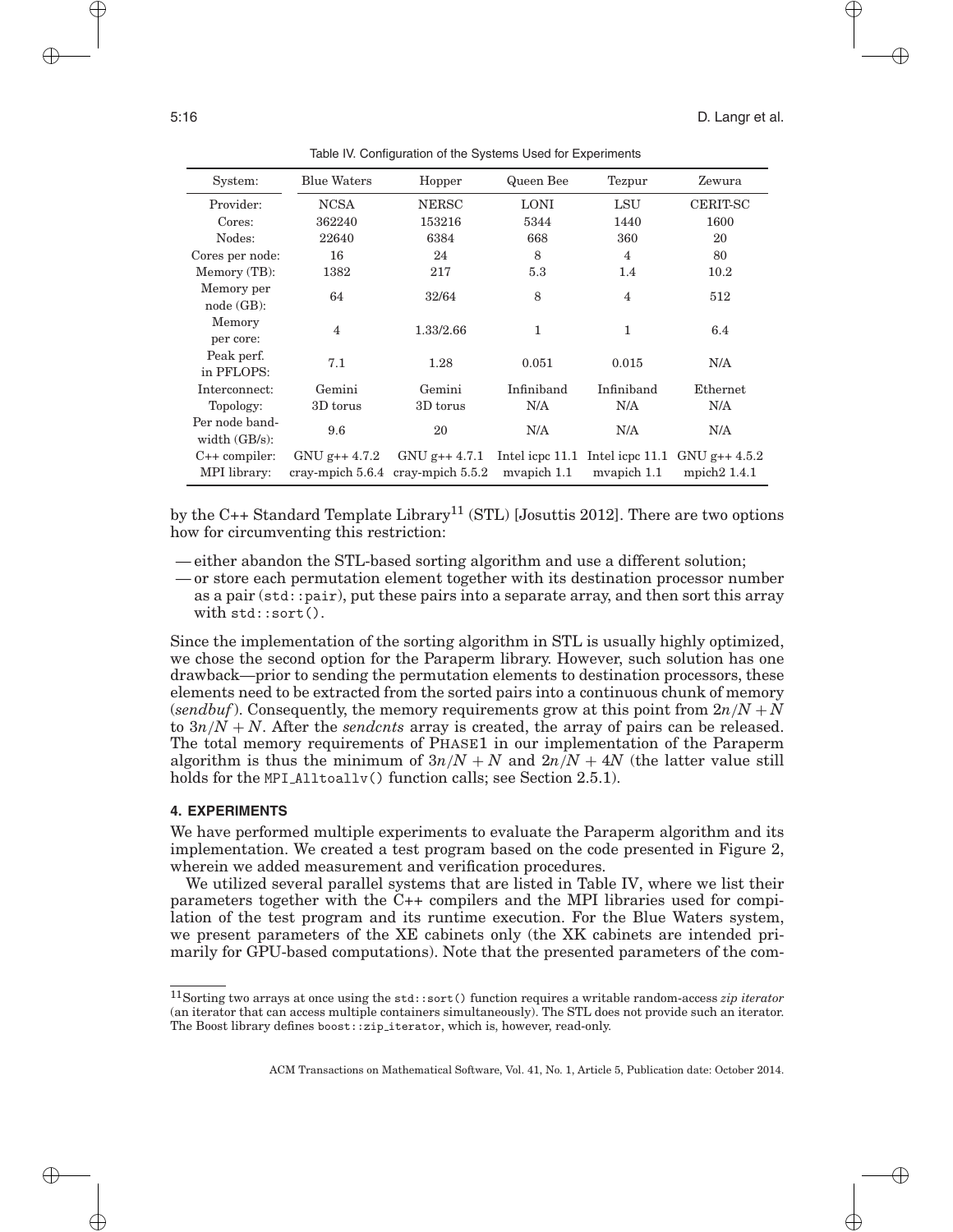Table IV. Configuration of the Systems Used for Experiments

| System: | Blue Waters | Hopper | Queen Bee | Tezpur | Zewura |
|---|---|---|---|---|---|
| Provider: | NCSA | NERSC | LONI | LSU | CERIT-SC |
| Cores: | 362240 | 153216 | 5344 | 1440 | 1600 |
| Nodes: | 22640 | 6384 | 668 | 360 | 20 |
| Cores per node: | 16 | 24 | 8 | 4 | 80 |
| Memory (TB): | 1382 | 217 | 5.3 | 1.4 | 10.2 |
| Memory per node (GB): | 64 | 32/64 | 8 | 4 | 512 |
| Memory per core: | 4 | 1.33/2.66 | 1 | 1 | 6.4 |
| Peak perf. in PFLOPS: | 7.1 | 1.28 | 0.051 | 0.015 | N/A |
| Interconnect: | Gemini | Gemini | Infiniband | Infiniband | Ethernet |
| Topology: | 3D torus | 3D torus | N/A | N/A | N/A |
| Per node bandwidth (GB/s): | 9.6 | 20 | N/A | N/A | N/A |
| C++ compiler: | GNU g++ 4.7.2 | GNU g++ 4.7.1 | Intel icpc 11.1 | Intel icpc 11.1 | GNU g++ 4.5.2 |
| MPI library: | cray-mpich 5.6.4 | cray-mpich 5.5.2 | mvapich 1.1 | mvapich 1.1 | mpich2 1.4.1 |

by the C++ Standard Template Library[11] (STL) [Josuttis 2012]. There are two options how for circumventing this restriction:

— either abandon the STL-based sorting algorithm and use a different solution;
— or store each permutation element together with its destination processor number as a pair (`std::pair`), put these pairs into a separate array, and then sort this array with `std::sort()`.

Since the implementation of the sorting algorithm in STL is usually highly optimized, we chose the second option for the Paraperm library. However, such solution has one drawback—prior to sending the permutation elements to destination processors, these elements need to be extracted from the sorted pairs into a continuous chunk of memory (*sendbuf*). Consequently, the memory requirements grow at this point from $2n/N + N$ to $3n/N + N$. After the *sendcnts* array is created, the array of pairs can be released. The total memory requirements of PHASE1 in our implementation of the Paraperm algorithm is thus the minimum of $3n/N + N$ and $2n/N + 4N$ (the latter value still holds for the `MPI_Alltoallv()` function calls; see Section 2.5.1).

## 4. EXPERIMENTS

We have performed multiple experiments to evaluate the Paraperm algorithm and its implementation. We created a test program based on the code presented in Figure 2, wherein we added measurement and verification procedures.

We utilized several parallel systems that are listed in Table IV, where we list their parameters together with the C++ compilers and the MPI libraries used for compilation of the test program and its runtime execution. For the Blue Waters system, we present parameters of the XE cabinets only (the XK cabinets are intended primarily for GPU-based computations). Note that the presented parameters of the com-

[11] Sorting two arrays at once using the `std::sort()` function requires a writable random-access *zip iterator* (an iterator that can access multiple containers simultaneously). The STL does not provide such an iterator. The Boost library defines `boost::zip_iterator`, which is, however, read-only.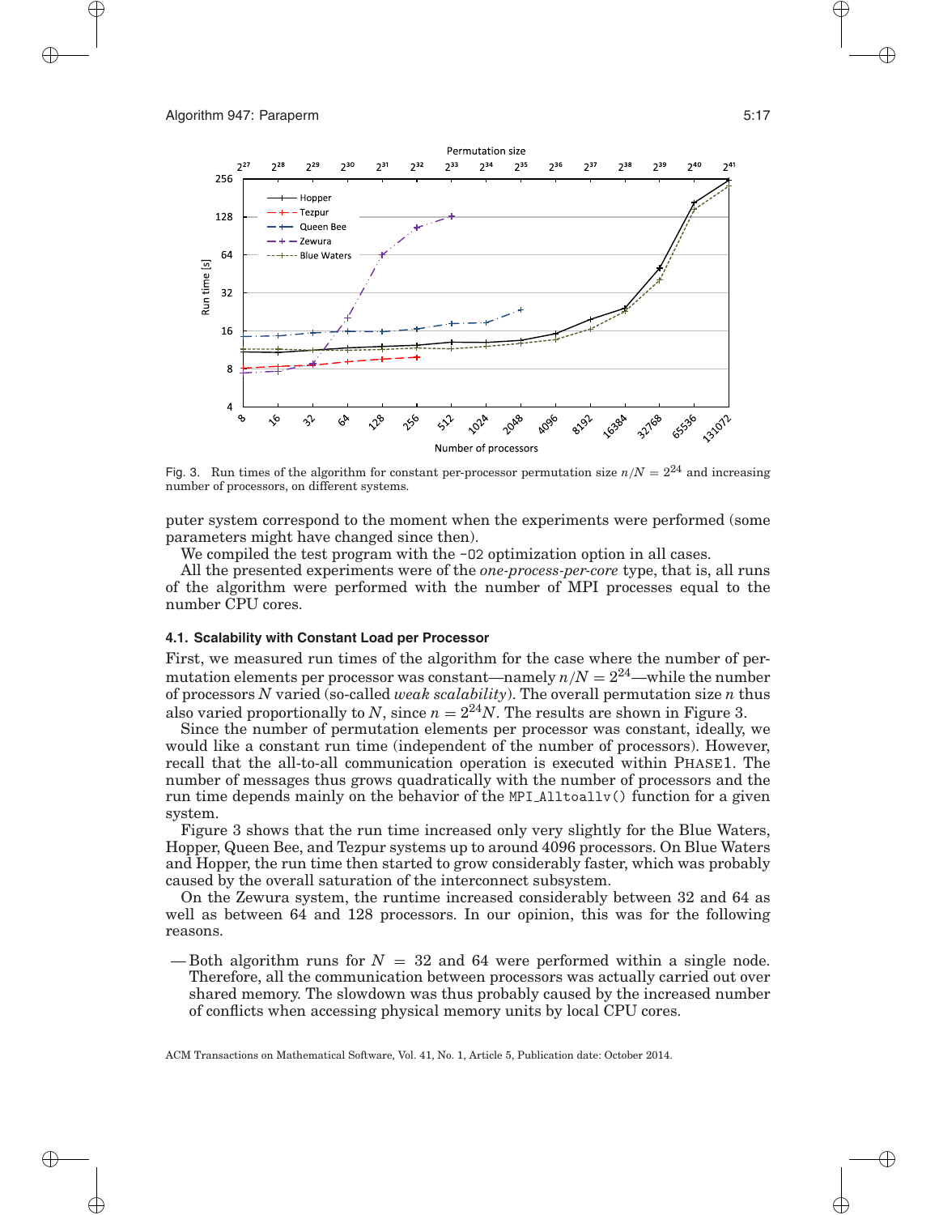Fig. 3. Run times of the algorithm for constant per-processor permutation size $n/N = 2^{24}$ and increasing number of processors, on different systems.

puter system correspond to the moment when the experiments were performed (some parameters might have changed since then).

We compiled the test program with the `-O2` optimization option in all cases.

All the presented experiments were of the *one-process-per-core* type, that is, all runs of the algorithm were performed with the number of MPI processes equal to the number CPU cores.

### 4.1. Scalability with Constant Load per Processor

First, we measured run times of the algorithm for the case where the number of permutation elements per processor was constant—namely $n/N = 2^{24}$—while the number of processors $N$ varied (so-called *weak scalability*). The overall permutation size $n$ thus also varied proportionally to $N$, since $n = 2^{24}N$. The results are shown in Figure 3.

Since the number of permutation elements per processor was constant, ideally, we would like a constant run time (independent of the number of processors). However, recall that the all-to-all communication operation is executed within PHASE1. The number of messages thus grows quadratically with the number of processors and the run time depends mainly on the behavior of the `MPI_Alltoallv()` function for a given system.

Figure 3 shows that the run time increased only very slightly for the Blue Waters, Hopper, Queen Bee, and Tezpur systems up to around 4096 processors. On Blue Waters and Hopper, the run time then started to grow considerably faster, which was probably caused by the overall saturation of the interconnect subsystem.

On the Zewura system, the runtime increased considerably between 32 and 64 as well as between 64 and 128 processors. In our opinion, this was for the following reasons.

— Both algorithm runs for $N = 32$ and 64 were performed within a single node. Therefore, all the communication between processors was actually carried out over shared memory. The slowdown was thus probably caused by the increased number of conflicts when accessing physical memory units by local CPU cores.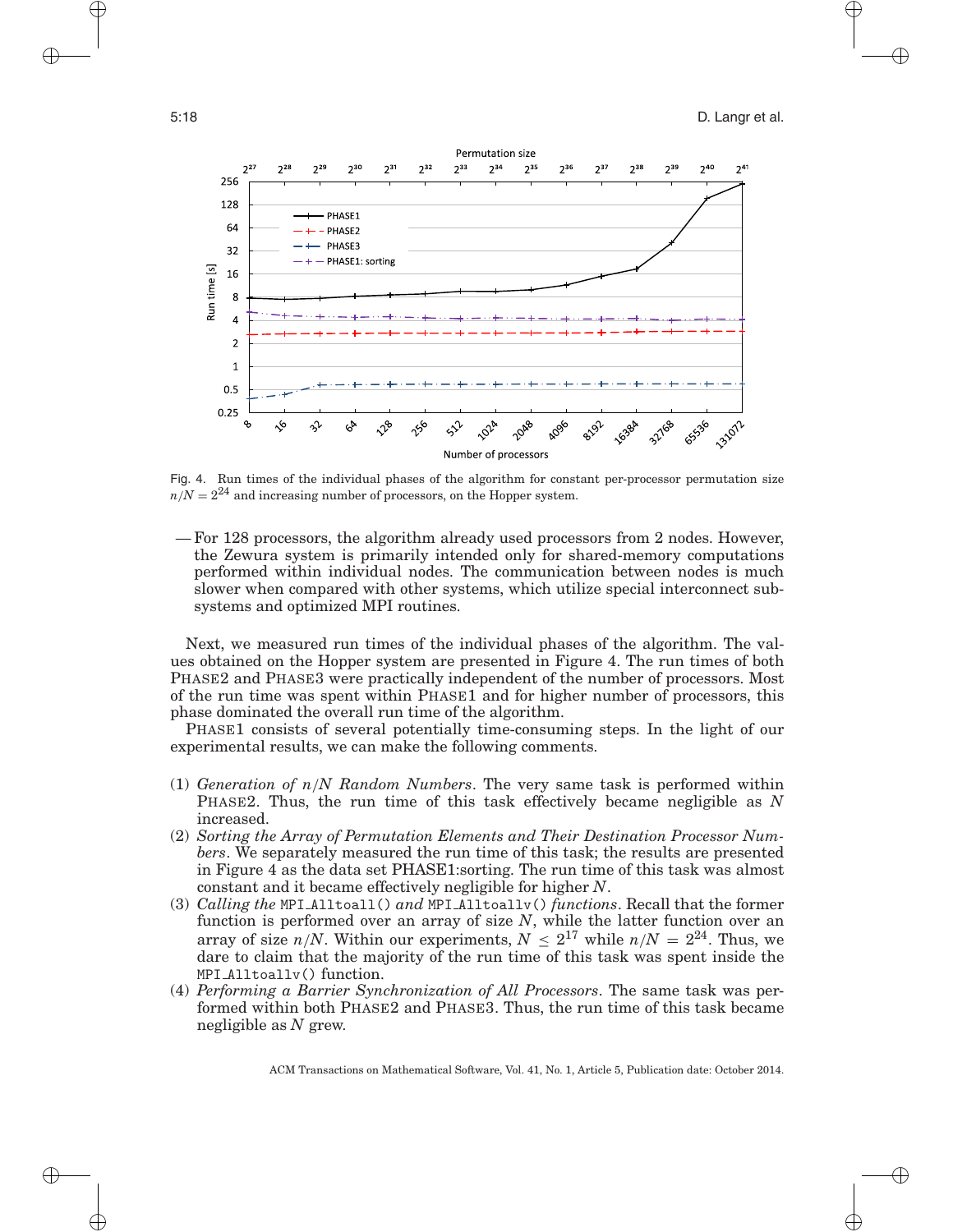Fig. 4. Run times of the individual phases of the algorithm for constant per-processor permutation size $n/N = 2^{24}$ and increasing number of processors, on the Hopper system.

— For 128 processors, the algorithm already used processors from 2 nodes. However, the Zewura system is primarily intended only for shared-memory computations performed within individual nodes. The communication between nodes is much slower when compared with other systems, which utilize special interconnect subsystems and optimized MPI routines.

Next, we measured run times of the individual phases of the algorithm. The values obtained on the Hopper system are presented in Figure 4. The run times of both PHASE2 and PHASE3 were practically independent of the number of processors. Most of the run time was spent within PHASE1 and for higher number of processors, this phase dominated the overall run time of the algorithm.

PHASE1 consists of several potentially time-consuming steps. In the light of our experimental results, we can make the following comments.

(1) *Generation of $n/N$ Random Numbers*. The very same task is performed within PHASE2. Thus, the run time of this task effectively became negligible as $N$ increased.
(2) *Sorting the Array of Permutation Elements and Their Destination Processor Numbers*. We separately measured the run time of this task; the results are presented in Figure 4 as the data set PHASE1:sorting. The run time of this task was almost constant and it became effectively negligible for higher $N$.
(3) *Calling the* `MPI_Alltoall()` *and* `MPI_Alltoallv()` *functions*. Recall that the former function is performed over an array of size $N$, while the latter function over an array of size $n/N$. Within our experiments, $N \leq 2^{17}$ while $n/N = 2^{24}$. Thus, we dare to claim that the majority of the run time of this task was spent inside the `MPI_Alltoallv()` function.
(4) *Performing a Barrier Synchronization of All Processors*. The same task was performed within both PHASE2 and PHASE3. Thus, the run time of this task became negligible as $N$ grew.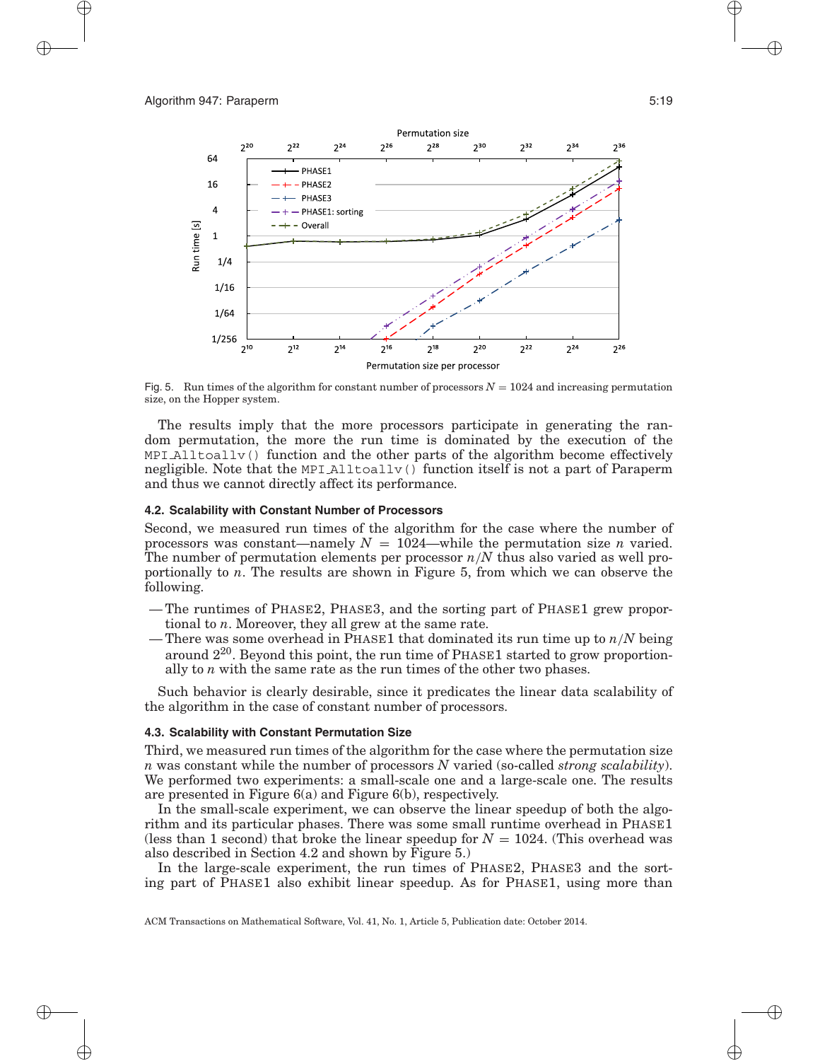Fig. 5. Run times of the algorithm for constant number of processors $N = 1024$ and increasing permutation size, on the Hopper system.

The results imply that the more processors participate in generating the random permutation, the more the run time is dominated by the execution of the `MPI_Alltoallv()` function and the other parts of the algorithm become effectively negligible. Note that the `MPI_Alltoallv()` function itself is not a part of Paraperm and thus we cannot directly affect its performance.

### 4.2. Scalability with Constant Number of Processors

Second, we measured run times of the algorithm for the case where the number of processors was constant—namely $N = 1024$—while the permutation size $n$ varied. The number of permutation elements per processor $n/N$ thus also varied as well proportionally to $n$. The results are shown in Figure 5, from which we can observe the following.

- The runtimes of PHASE2, PHASE3, and the sorting part of PHASE1 grew proportional to $n$. Moreover, they all grew at the same rate.
- There was some overhead in PHASE1 that dominated its run time up to $n/N$ being around $2^{20}$. Beyond this point, the run time of PHASE1 started to grow proportionally to $n$ with the same rate as the run times of the other two phases.

Such behavior is clearly desirable, since it predicates the linear data scalability of the algorithm in the case of constant number of processors.

### 4.3. Scalability with Constant Permutation Size

Third, we measured run times of the algorithm for the case where the permutation size $n$ was constant while the number of processors $N$ varied (so-called *strong scalability*). We performed two experiments: a small-scale one and a large-scale one. The results are presented in Figure 6(a) and Figure 6(b), respectively.

In the small-scale experiment, we can observe the linear speedup of both the algorithm and its particular phases. There was some small runtime overhead in PHASE1 (less than 1 second) that broke the linear speedup for $N = 1024$. (This overhead was also described in Section 4.2 and shown by Figure 5.)

In the large-scale experiment, the run times of PHASE2, PHASE3 and the sorting part of PHASE1 also exhibit linear speedup. As for PHASE1, using more than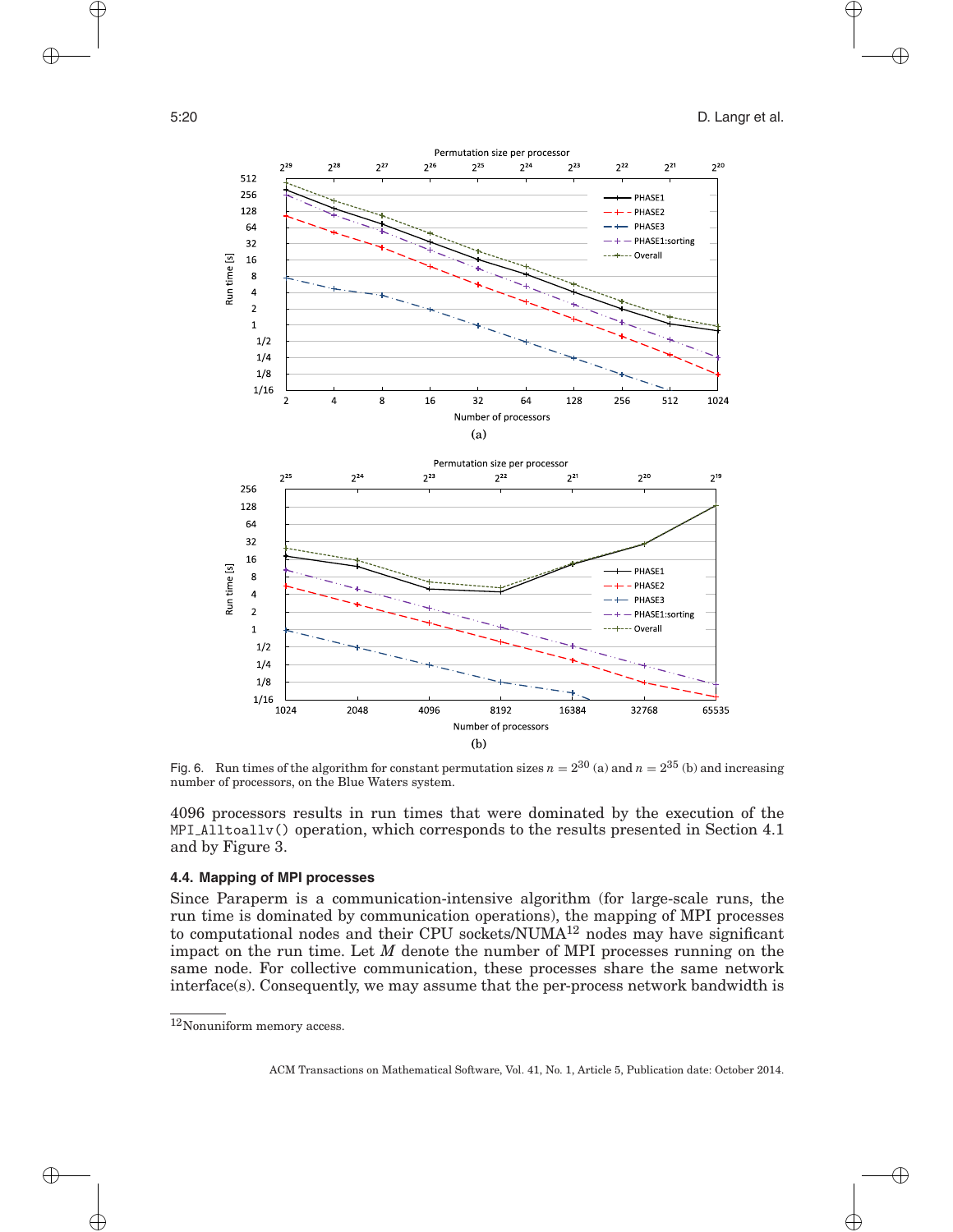Fig. 6. Run times of the algorithm for constant permutation sizes $n = 2^{30}$ (a) and $n = 2^{35}$ (b) and increasing number of processors, on the Blue Waters system.

4096 processors results in run times that were dominated by the execution of the `MPI_Alltoallv()` operation, which corresponds to the results presented in Section 4.1 and by Figure 3.

### 4.4. Mapping of MPI processes

Since Paraperm is a communication-intensive algorithm (for large-scale runs, the run time is dominated by communication operations), the mapping of MPI processes to computational nodes and their CPU sockets/NUMA[12] nodes may have significant impact on the run time. Let $M$ denote the number of MPI processes running on the same node. For collective communication, these processes share the same network interface(s). Consequently, we may assume that the per-process network bandwidth is

[12] Nonuniform memory access.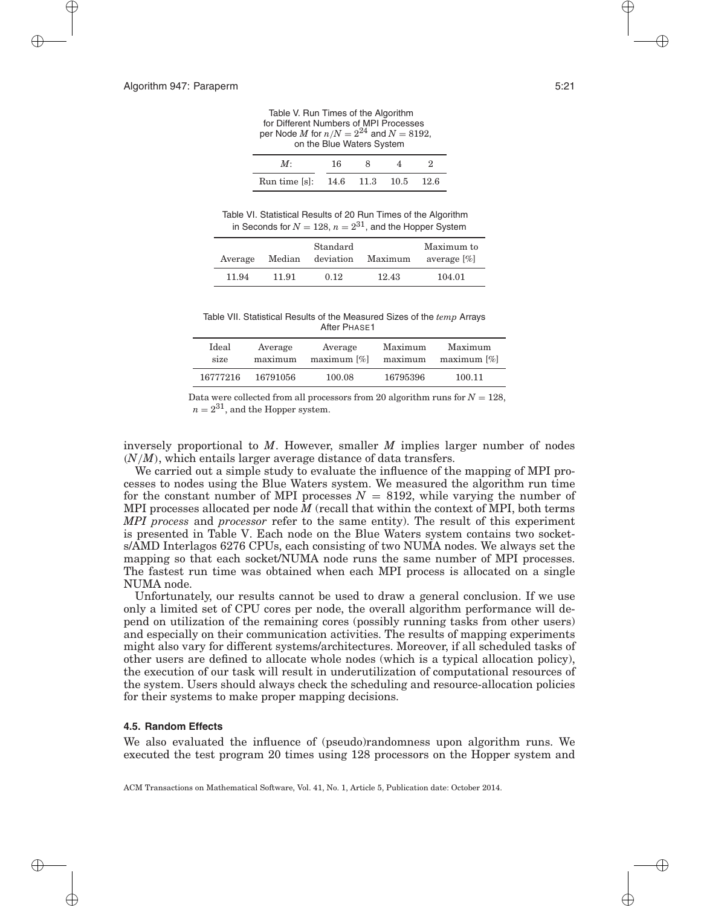Table V. Run Times of the Algorithm for Different Numbers of MPI Processes per Node $M$ for $n/N = 2^{24}$ and $N = 8192$, on the Blue Waters System

| $M$: | 16 | 8 | 4 | 2 |
|---|---|---|---|---|
| Run time [s]: | 14.6 | 11.3 | 10.5 | 12.6 |

Table VI. Statistical Results of 20 Run Times of the Algorithm in Seconds for $N = 128$, $n = 2^{31}$, and the Hopper System

| Average | Median | Standard deviation | Maximum | Maximum to average [%] |
|---|---|---|---|---|
| 11.94 | 11.91 | 0.12 | 12.43 | 104.01 |

Table VII. Statistical Results of the Measured Sizes of the *temp* Arrays After PHASE1

| Ideal size | Average maximum | Average maximum [%] | Maximum maximum | Maximum maximum [%] |
|---|---|---|---|---|
| 16777216 | 16791056 | 100.08 | 16795396 | 100.11 |

Data were collected from all processors from 20 algorithm runs for $N = 128$, $n = 2^{31}$, and the Hopper system.

inversely proportional to $M$. However, smaller $M$ implies larger number of nodes ($N/M$), which entails larger average distance of data transfers.

We carried out a simple study to evaluate the influence of the mapping of MPI processes to nodes using the Blue Waters system. We measured the algorithm run time for the constant number of MPI processes $N = 8192$, while varying the number of MPI processes allocated per node $M$ (recall that within the context of MPI, both terms *MPI process* and *processor* refer to the same entity). The result of this experiment is presented in Table V. Each node on the Blue Waters system contains two sockets/AMD Interlagos 6276 CPUs, each consisting of two NUMA nodes. We always set the mapping so that each socket/NUMA node runs the same number of MPI processes. The fastest run time was obtained when each MPI process is allocated on a single NUMA node.

Unfortunately, our results cannot be used to draw a general conclusion. If we use only a limited set of CPU cores per node, the overall algorithm performance will depend on utilization of the remaining cores (possibly running tasks from other users) and especially on their communication activities. The results of mapping experiments might also vary for different systems/architectures. Moreover, if all scheduled tasks of other users are defined to allocate whole nodes (which is a typical allocation policy), the execution of our task will result in underutilization of computational resources of the system. Users should always check the scheduling and resource-allocation policies for their systems to make proper mapping decisions.

### 4.5. Random Effects

We also evaluated the influence of (pseudo)randomness upon algorithm runs. We executed the test program 20 times using 128 processors on the Hopper system and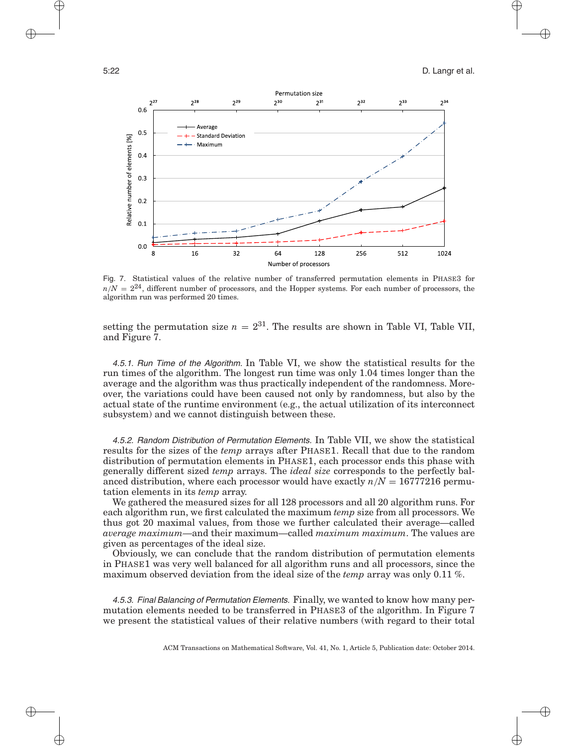Fig. 7. Statistical values of the relative number of transferred permutation elements in PHASE3 for $n/N = 2^{24}$, different number of processors, and the Hopper systems. For each number of processors, the algorithm run was performed 20 times.

setting the permutation size $n = 2^{31}$. The results are shown in Table VI, Table VII, and Figure 7.

*4.5.1. Run Time of the Algorithm.* In Table VI, we show the statistical results for the run times of the algorithm. The longest run time was only 1.04 times longer than the average and the algorithm was thus practically independent of the randomness. Moreover, the variations could have been caused not only by randomness, but also by the actual state of the runtime environment (e.g., the actual utilization of its interconnect subsystem) and we cannot distinguish between these.

*4.5.2. Random Distribution of Permutation Elements.* In Table VII, we show the statistical results for the sizes of the *temp* arrays after PHASE1. Recall that due to the random distribution of permutation elements in PHASE1, each processor ends this phase with generally different sized *temp* arrays. The *ideal size* corresponds to the perfectly balanced distribution, where each processor would have exactly $n/N = 16777216$ permutation elements in its *temp* array.

We gathered the measured sizes for all 128 processors and all 20 algorithm runs. For each algorithm run, we first calculated the maximum *temp* size from all processors. We thus got 20 maximal values, from those we further calculated their average—called *average maximum*—and their maximum—called *maximum maximum*. The values are given as percentages of the ideal size.

Obviously, we can conclude that the random distribution of permutation elements in PHASE1 was very well balanced for all algorithm runs and all processors, since the maximum observed deviation from the ideal size of the *temp* array was only 0.11 %.

*4.5.3. Final Balancing of Permutation Elements.* Finally, we wanted to know how many permutation elements needed to be transferred in PHASE3 of the algorithm. In Figure 7 we present the statistical values of their relative numbers (with regard to their total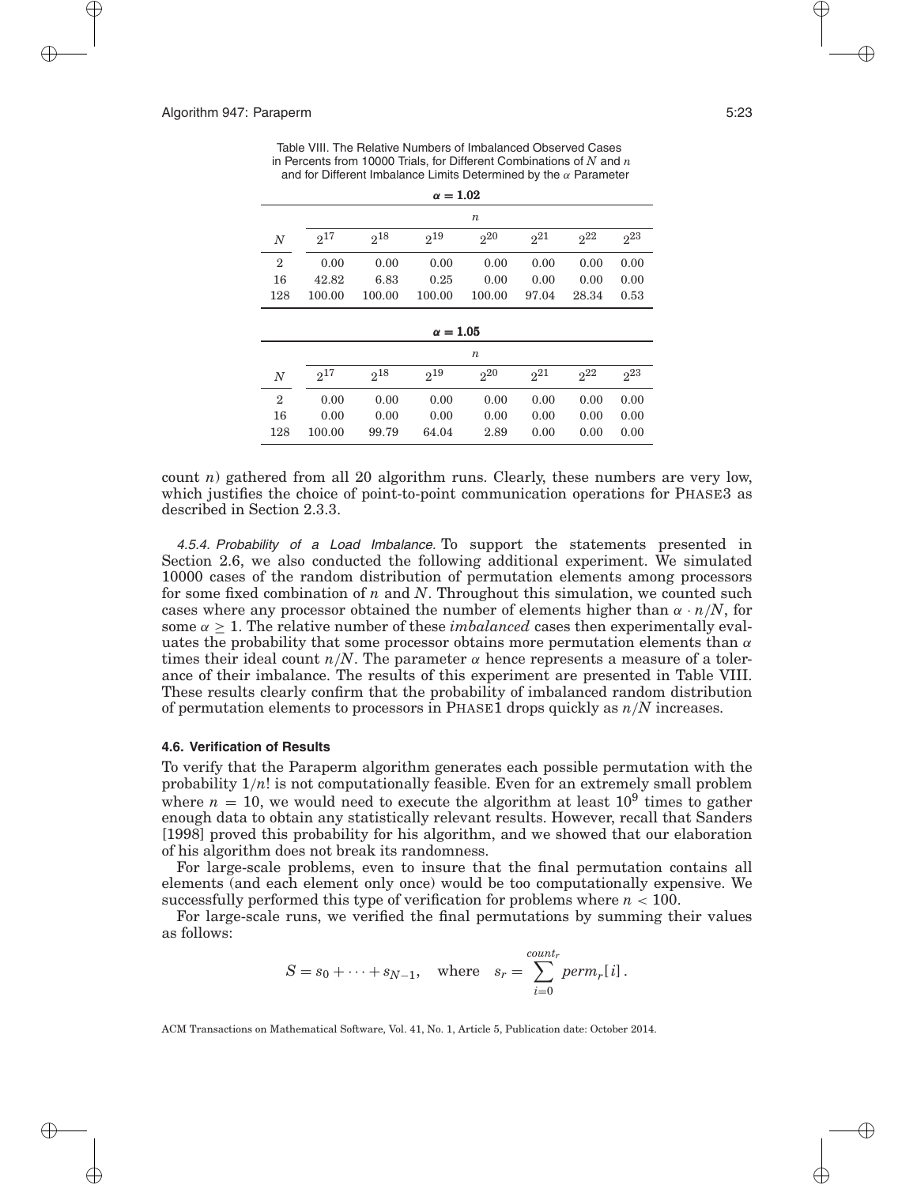Table VIII. The Relative Numbers of Imbalanced Observed Cases in Percents from 10000 Trials, for Different Combinations of $N$ and $n$ and for Different Imbalance Limits Determined by the $\alpha$ Parameter

**$\alpha = 1.02$**

| | $n$ | | | | | | |
|---|---|---|---|---|---|---|---|
| $N$ | $2^{17}$ | $2^{18}$ | $2^{19}$ | $2^{20}$ | $2^{21}$ | $2^{22}$ | $2^{23}$ |
| 2 | 0.00 | 0.00 | 0.00 | 0.00 | 0.00 | 0.00 | 0.00 |
| 16 | 42.82 | 6.83 | 0.25 | 0.00 | 0.00 | 0.00 | 0.00 |
| 128 | 100.00 | 100.00 | 100.00 | 100.00 | 97.04 | 28.34 | 0.53 |

**$\alpha = 1.05$**

| | $n$ | | | | | | |
|---|---|---|---|---|---|---|---|
| $N$ | $2^{17}$ | $2^{18}$ | $2^{19}$ | $2^{20}$ | $2^{21}$ | $2^{22}$ | $2^{23}$ |
| 2 | 0.00 | 0.00 | 0.00 | 0.00 | 0.00 | 0.00 | 0.00 |
| 16 | 0.00 | 0.00 | 0.00 | 0.00 | 0.00 | 0.00 | 0.00 |
| 128 | 100.00 | 99.79 | 64.04 | 2.89 | 0.00 | 0.00 | 0.00 |

count $n$) gathered from all 20 algorithm runs. Clearly, these numbers are very low, which justifies the choice of point-to-point communication operations for PHASE3 as described in Section 2.3.3.

*4.5.4. Probability of a Load Imbalance.* To support the statements presented in Section 2.6, we also conducted the following additional experiment. We simulated 10000 cases of the random distribution of permutation elements among processors for some fixed combination of $n$ and $N$. Throughout this simulation, we counted such cases where any processor obtained the number of elements higher than $\alpha \cdot n/N$, for some $\alpha \geq 1$. The relative number of these *imbalanced* cases then experimentally evaluates the probability that some processor obtains more permutation elements than $\alpha$ times their ideal count $n/N$. The parameter $\alpha$ hence represents a measure of a tolerance of their imbalance. The results of this experiment are presented in Table VIII. These results clearly confirm that the probability of imbalanced random distribution of permutation elements to processors in PHASE1 drops quickly as $n/N$ increases.

### 4.6. Verification of Results

To verify that the Paraperm algorithm generates each possible permutation with the probability $1/n!$ is not computationally feasible. Even for an extremely small problem where $n = 10$, we would need to execute the algorithm at least $10^9$ times to gather enough data to obtain any statistically relevant results. However, recall that Sanders [1998] proved this probability for his algorithm, and we showed that our elaboration of his algorithm does not break its randomness.

For large-scale problems, even to insure that the final permutation contains all elements (and each element only once) would be too computationally expensive. We successfully performed this type of verification for problems where $n < 100$.

For large-scale runs, we verified the final permutations by summing their values as follows:

$$S = s_0 + \cdots + s_{N-1}, \quad \text{where} \quad s_r = \sum_{i=0}^{count_r} perm_r[i] .$$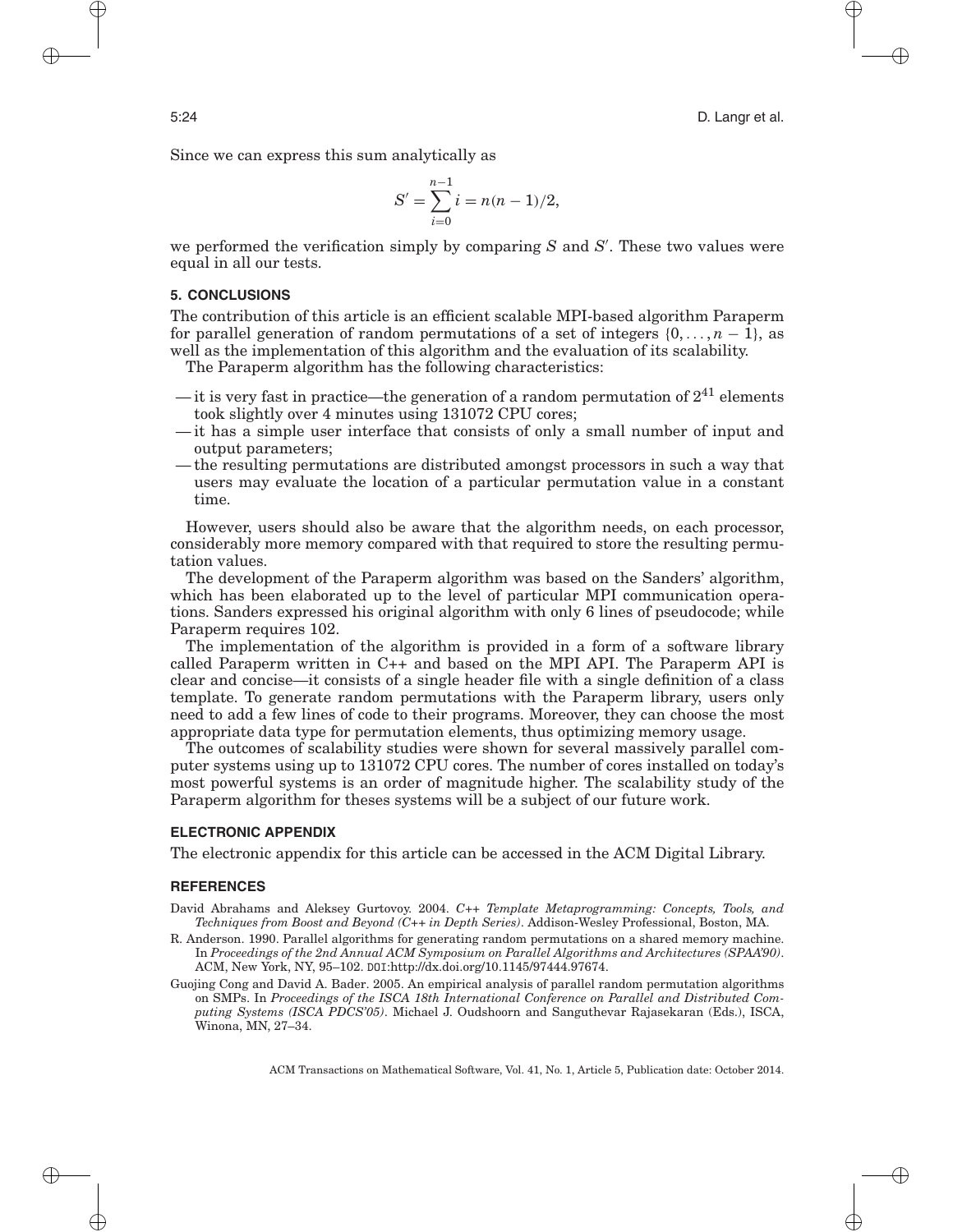Since we can express this sum analytically as

$$S' = \sum_{i=0}^{n-1} i = n(n-1)/2,$$

we performed the verification simply by comparing $S$ and $S'$. These two values were equal in all our tests.

## 5. CONCLUSIONS

The contribution of this article is an efficient scalable MPI-based algorithm Paraperm for parallel generation of random permutations of a set of integers $\{0, \ldots, n-1\}$, as well as the implementation of this algorithm and the evaluation of its scalability.

The Paraperm algorithm has the following characteristics:

- it is very fast in practice—the generation of a random permutation of $2^{41}$ elements took slightly over 4 minutes using 131072 CPU cores;
- it has a simple user interface that consists of only a small number of input and output parameters;
- the resulting permutations are distributed amongst processors in such a way that users may evaluate the location of a particular permutation value in a constant time.

However, users should also be aware that the algorithm needs, on each processor, considerably more memory compared with that required to store the resulting permutation values.

The development of the Paraperm algorithm was based on the Sanders' algorithm, which has been elaborated up to the level of particular MPI communication operations. Sanders expressed his original algorithm with only 6 lines of pseudocode; while Paraperm requires 102.

The implementation of the algorithm is provided in a form of a software library called Paraperm written in C++ and based on the MPI API. The Paraperm API is clear and concise—it consists of a single header file with a single definition of a class template. To generate random permutations with the Paraperm library, users only need to add a few lines of code to their programs. Moreover, they can choose the most appropriate data type for permutation elements, thus optimizing memory usage.

The outcomes of scalability studies were shown for several massively parallel computer systems using up to 131072 CPU cores. The number of cores installed on today's most powerful systems is an order of magnitude higher. The scalability study of the Paraperm algorithm for theses systems will be a subject of our future work.

## ELECTRONIC APPENDIX

The electronic appendix for this article can be accessed in the ACM Digital Library.

## REFERENCES

David Abrahams and Aleksey Gurtovoy. 2004. *C++ Template Metaprogramming: Concepts, Tools, and Techniques from Boost and Beyond (C++ in Depth Series)*. Addison-Wesley Professional, Boston, MA.

R. Anderson. 1990. Parallel algorithms for generating random permutations on a shared memory machine. In *Proceedings of the 2nd Annual ACM Symposium on Parallel Algorithms and Architectures (SPAA'90)*. ACM, New York, NY, 95–102. DOI:http://dx.doi.org/10.1145/97444.97674.

Guojing Cong and David A. Bader. 2005. An empirical analysis of parallel random permutation algorithms on SMPs. In *Proceedings of the ISCA 18th International Conference on Parallel and Distributed Computing Systems (ISCA PDCS'05)*. Michael J. Oudshoorn and Sanguthevar Rajasekaran (Eds.), ISCA, Winona, MN, 27–34.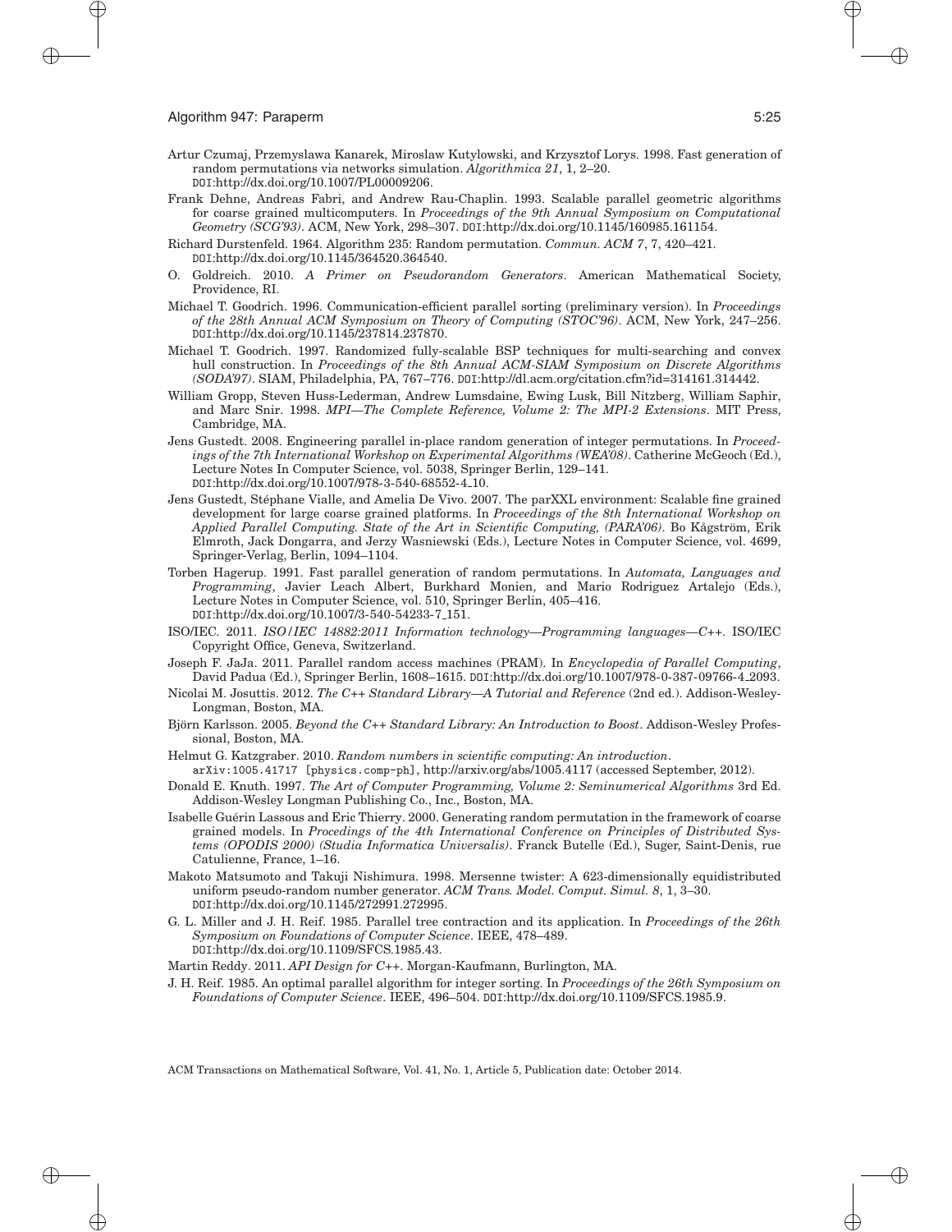Artur Czumaj, Przemyslawa Kanarek, Miroslaw Kutylowski, and Krzysztof Lorys. 1998. Fast generation of random permutations via networks simulation. *Algorithmica 21*, 1, 2–20. DOI:http://dx.doi.org/10.1007/PL00009206.

Frank Dehne, Andreas Fabri, and Andrew Rau-Chaplin. 1993. Scalable parallel geometric algorithms for coarse grained multicomputers. In *Proceedings of the 9th Annual Symposium on Computational Geometry (SCG'93)*. ACM, New York, 298–307. DOI:http://dx.doi.org/10.1145/160985.161154.

Richard Durstenfeld. 1964. Algorithm 235: Random permutation. *Commun. ACM 7*, 7, 420–421. DOI:http://dx.doi.org/10.1145/364520.364540.

O. Goldreich. 2010. *A Primer on Pseudorandom Generators*. American Mathematical Society, Providence, RI.

Michael T. Goodrich. 1996. Communication-efficient parallel sorting (preliminary version). In *Proceedings of the 28th Annual ACM Symposium on Theory of Computing (STOC'96)*. ACM, New York, 247–256. DOI:http://dx.doi.org/10.1145/237814.237870.

Michael T. Goodrich. 1997. Randomized fully-scalable BSP techniques for multi-searching and convex hull construction. In *Proceedings of the 8th Annual ACM-SIAM Symposium on Discrete Algorithms (SODA'97)*. SIAM, Philadelphia, PA, 767–776. DOI:http://dl.acm.org/citation.cfm?id=314161.314442.

William Gropp, Steven Huss-Lederman, Andrew Lumsdaine, Ewing Lusk, Bill Nitzberg, William Saphir, and Marc Snir. 1998. *MPI—The Complete Reference, Volume 2: The MPI-2 Extensions*. MIT Press, Cambridge, MA.

Jens Gustedt. 2008. Engineering parallel in-place random generation of integer permutations. In *Proceedings of the 7th International Workshop on Experimental Algorithms (WEA'08)*. Catherine McGeoch (Ed.), Lecture Notes In Computer Science, vol. 5038, Springer Berlin, 129–141. DOI:http://dx.doi.org/10.1007/978-3-540-68552-4_10.

Jens Gustedt, Stéphane Vialle, and Amelia De Vivo. 2007. The parXXL environment: Scalable fine grained development for large coarse grained platforms. In *Proceedings of the 8th International Workshop on Applied Parallel Computing. State of the Art in Scientific Computing, (PARA'06)*. Bo Kågström, Erik Elmroth, Jack Dongarra, and Jerzy Wasniewski (Eds.), Lecture Notes in Computer Science, vol. 4699, Springer-Verlag, Berlin, 1094–1104.

Torben Hagerup. 1991. Fast parallel generation of random permutations. In *Automata, Languages and Programming*, Javier Leach Albert, Burkhard Monien, and Mario Rodriguez Artalejo (Eds.), Lecture Notes in Computer Science, vol. 510, Springer Berlin, 405–416. DOI:http://dx.doi.org/10.1007/3-540-54233-7_151.

ISO/IEC. 2011. *ISO/IEC 14882:2011 Information technology—Programming languages—C++*. ISO/IEC Copyright Office, Geneva, Switzerland.

Joseph F. JaJa. 2011. Parallel random access machines (PRAM). In *Encyclopedia of Parallel Computing*, David Padua (Ed.), Springer Berlin, 1608–1615. DOI:http://dx.doi.org/10.1007/978-0-387-09766-4_2093.

Nicolai M. Josuttis. 2012. *The C++ Standard Library—A Tutorial and Reference* (2nd ed.). Addison-Wesley-Longman, Boston, MA.

Björn Karlsson. 2005. *Beyond the C++ Standard Library: An Introduction to Boost*. Addison-Wesley Professional, Boston, MA.

Helmut G. Katzgraber. 2010. *Random numbers in scientific computing: An introduction*. arXiv:1005.41717 [physics.comp-ph], http://arxiv.org/abs/1005.4117 (accessed September, 2012).

Donald E. Knuth. 1997. *The Art of Computer Programming, Volume 2: Seminumerical Algorithms* 3rd Ed. Addison-Wesley Longman Publishing Co., Inc., Boston, MA.

Isabelle Guérin Lassous and Eric Thierry. 2000. Generating random permutation in the framework of coarse grained models. In *Procedings of the 4th International Conference on Principles of Distributed Systems (OPODIS 2000) (Studia Informatica Universalis)*. Franck Butelle (Ed.), Suger, Saint-Denis, rue Catulienne, France, 1–16.

Makoto Matsumoto and Takuji Nishimura. 1998. Mersenne twister: A 623-dimensionally equidistributed uniform pseudo-random number generator. *ACM Trans. Model. Comput. Simul. 8*, 1, 3–30. DOI:http://dx.doi.org/10.1145/272991.272995.

G. L. Miller and J. H. Reif. 1985. Parallel tree contraction and its application. In *Proceedings of the 26th Symposium on Foundations of Computer Science*. IEEE, 478–489. DOI:http://dx.doi.org/10.1109/SFCS.1985.43.

Martin Reddy. 2011. *API Design for C++*. Morgan-Kaufmann, Burlington, MA.

J. H. Reif. 1985. An optimal parallel algorithm for integer sorting. In *Proceedings of the 26th Symposium on Foundations of Computer Science*. IEEE, 496–504. DOI:http://dx.doi.org/10.1109/SFCS.1985.9.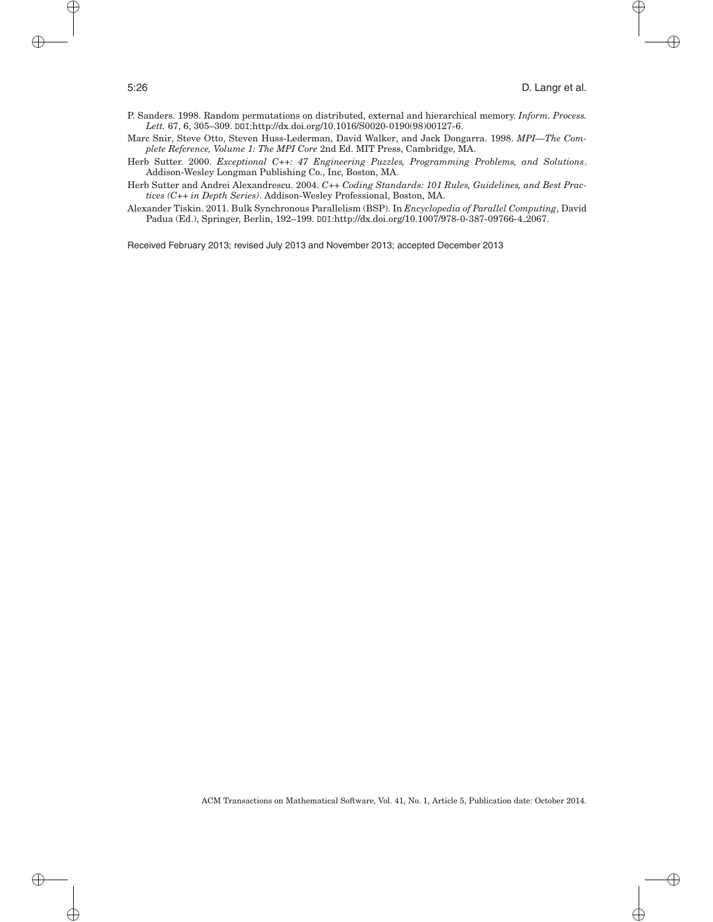P. Sanders. 1998. Random permutations on distributed, external and hierarchical memory. *Inform. Process. Lett.* 67, 6, 305–309. DOI:http://dx.doi.org/10.1016/S0020-0190(98)00127-6.

Marc Snir, Steve Otto, Steven Huss-Lederman, David Walker, and Jack Dongarra. 1998. *MPI—The Complete Reference, Volume 1: The MPI Core* 2nd Ed. MIT Press, Cambridge, MA.

Herb Sutter. 2000. *Exceptional C++: 47 Engineering Puzzles, Programming Problems, and Solutions*. Addison-Wesley Longman Publishing Co., Inc, Boston, MA.

Herb Sutter and Andrei Alexandrescu. 2004. *C++ Coding Standards: 101 Rules, Guidelines, and Best Practices (C++ in Depth Series)*. Addison-Wesley Professional, Boston, MA.

Alexander Tiskin. 2011. Bulk Synchronous Parallelism (BSP). In *Encyclopedia of Parallel Computing*, David Padua (Ed.), Springer, Berlin, 192–199. DOI:http://dx.doi.org/10.1007/978-0-387-09766-4_2067.

Received February 2013; revised July 2013 and November 2013; accepted December 2013